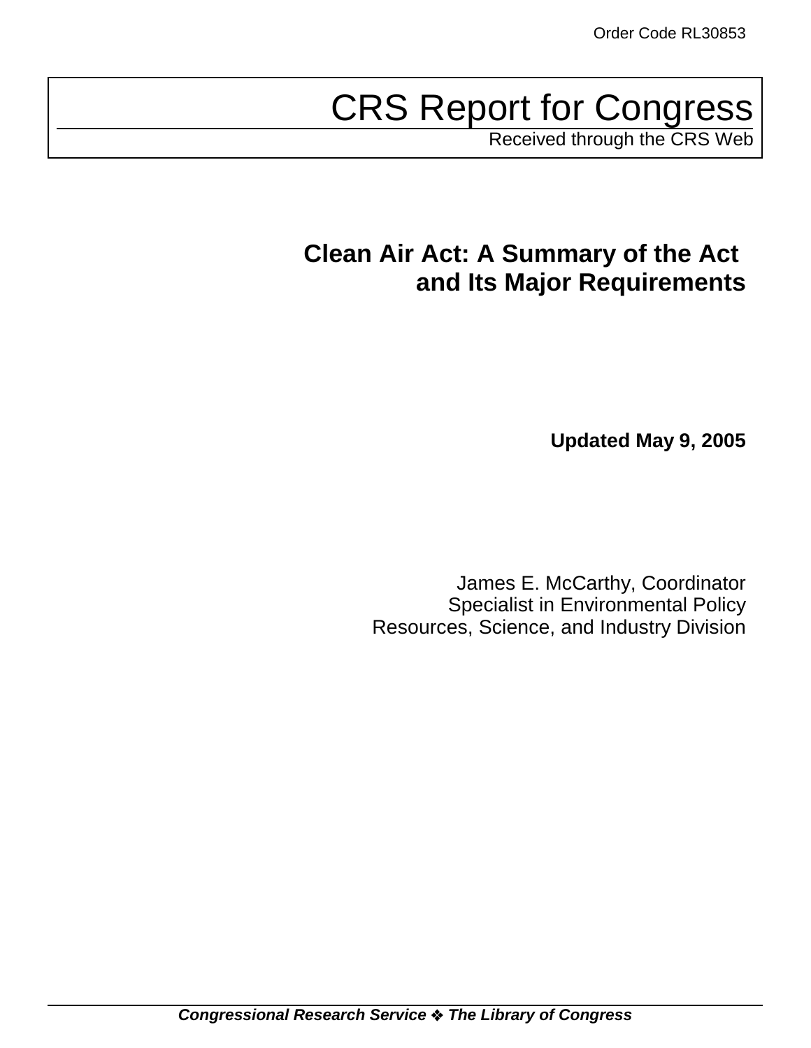Order Code RL30853

# CRS Report for Congress

Received through the CRS Web

## Clean Air Act: A Summary of the Act and Its Major Requirements

**Updated May 9, 2005**

James E. McCarthy, Coordinator
Specialist in Environmental Policy
Resources, Science, and Industry Division

***Congressional Research Service ❖ The Library of Congress***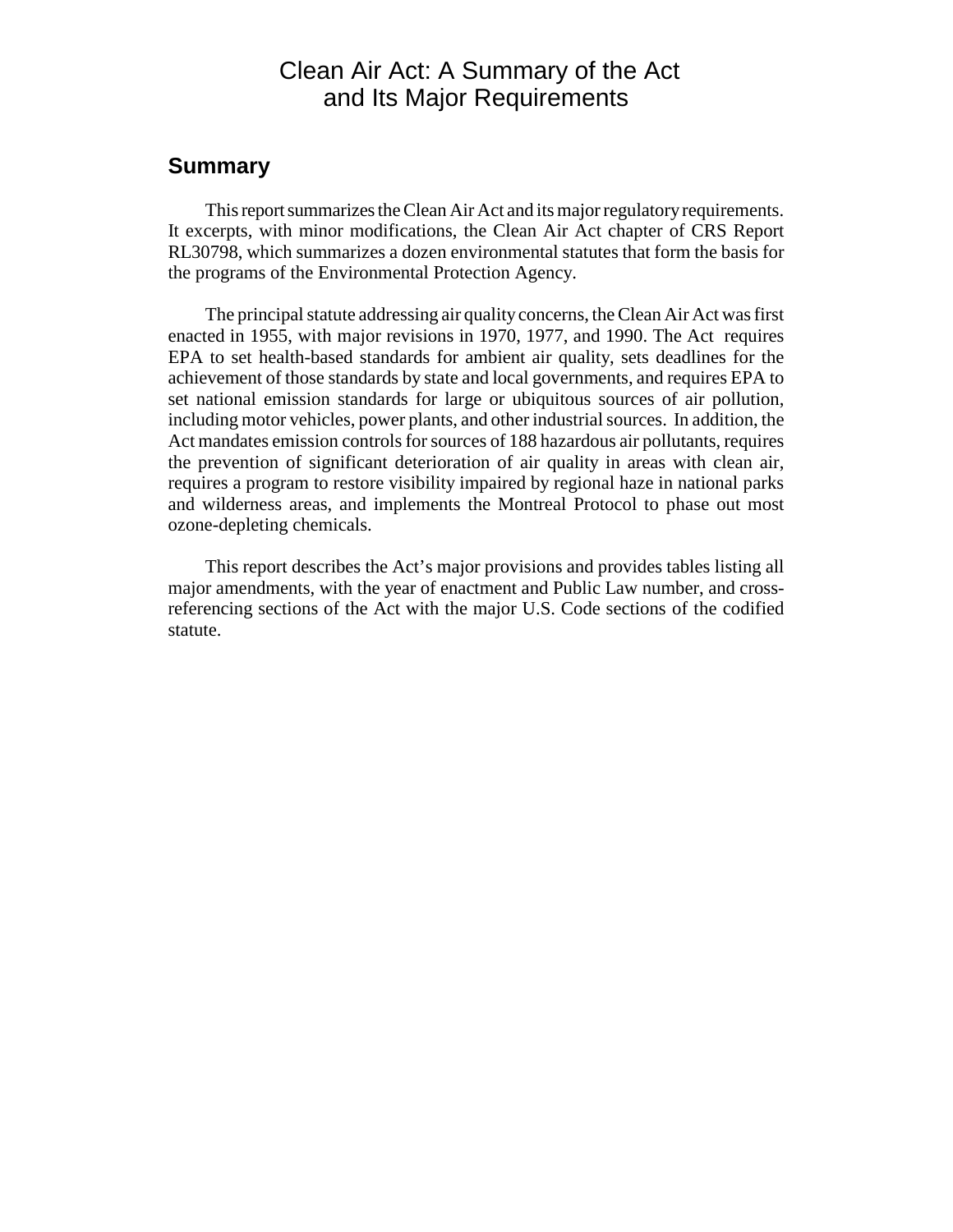# Clean Air Act: A Summary of the Act and Its Major Requirements

## Summary

This report summarizes the Clean Air Act and its major regulatory requirements. It excerpts, with minor modifications, the Clean Air Act chapter of CRS Report RL30798, which summarizes a dozen environmental statutes that form the basis for the programs of the Environmental Protection Agency.

The principal statute addressing air quality concerns, the Clean Air Act was first enacted in 1955, with major revisions in 1970, 1977, and 1990. The Act requires EPA to set health-based standards for ambient air quality, sets deadlines for the achievement of those standards by state and local governments, and requires EPA to set national emission standards for large or ubiquitous sources of air pollution, including motor vehicles, power plants, and other industrial sources. In addition, the Act mandates emission controls for sources of 188 hazardous air pollutants, requires the prevention of significant deterioration of air quality in areas with clean air, requires a program to restore visibility impaired by regional haze in national parks and wilderness areas, and implements the Montreal Protocol to phase out most ozone-depleting chemicals.

This report describes the Act's major provisions and provides tables listing all major amendments, with the year of enactment and Public Law number, and cross-referencing sections of the Act with the major U.S. Code sections of the codified statute.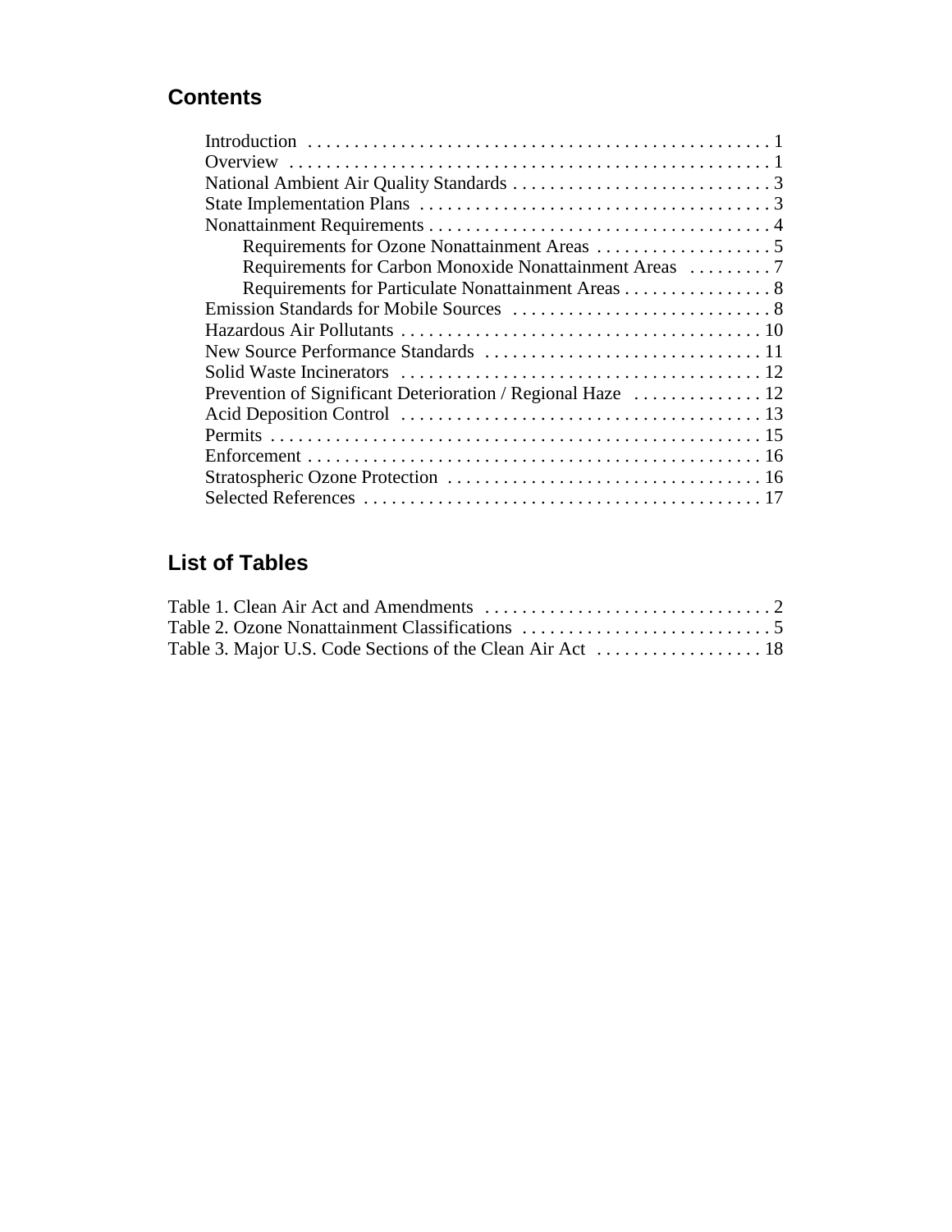## Contents

- Introduction . . . . . . . . . . 1
- Overview . . . . . . . . . . 1
- National Ambient Air Quality Standards . . . . . . . . . . 3
- State Implementation Plans . . . . . . . . . . 3
- Nonattainment Requirements . . . . . . . . . . 4
  - Requirements for Ozone Nonattainment Areas . . . . . . . . . . 5
  - Requirements for Carbon Monoxide Nonattainment Areas . . . . . . . . . . 7
  - Requirements for Particulate Nonattainment Areas . . . . . . . . . . 8
- Emission Standards for Mobile Sources . . . . . . . . . . 8
- Hazardous Air Pollutants . . . . . . . . . . 10
- New Source Performance Standards . . . . . . . . . . 11
- Solid Waste Incinerators . . . . . . . . . . 12
- Prevention of Significant Deterioration / Regional Haze . . . . . . . . . . 12
- Acid Deposition Control . . . . . . . . . . 13
- Permits . . . . . . . . . . 15
- Enforcement . . . . . . . . . . 16
- Stratospheric Ozone Protection . . . . . . . . . . 16
- Selected References . . . . . . . . . . 17

## List of Tables

- Table 1. Clean Air Act and Amendments . . . . . . . . . . 2
- Table 2. Ozone Nonattainment Classifications . . . . . . . . . . 5
- Table 3. Major U.S. Code Sections of the Clean Air Act . . . . . . . . . . 18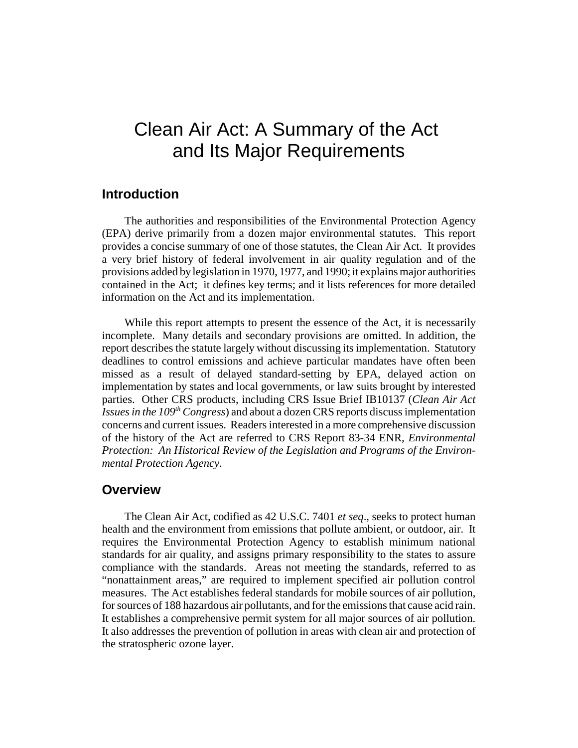# Clean Air Act: A Summary of the Act and Its Major Requirements

## Introduction

The authorities and responsibilities of the Environmental Protection Agency (EPA) derive primarily from a dozen major environmental statutes. This report provides a concise summary of one of those statutes, the Clean Air Act. It provides a very brief history of federal involvement in air quality regulation and of the provisions added by legislation in 1970, 1977, and 1990; it explains major authorities contained in the Act; it defines key terms; and it lists references for more detailed information on the Act and its implementation.

While this report attempts to present the essence of the Act, it is necessarily incomplete. Many details and secondary provisions are omitted. In addition, the report describes the statute largely without discussing its implementation. Statutory deadlines to control emissions and achieve particular mandates have often been missed as a result of delayed standard-setting by EPA, delayed action on implementation by states and local governments, or law suits brought by interested parties. Other CRS products, including CRS Issue Brief IB10137 (*Clean Air Act Issues in the 109th Congress*) and about a dozen CRS reports discuss implementation concerns and current issues. Readers interested in a more comprehensive discussion of the history of the Act are referred to CRS Report 83-34 ENR, *Environmental Protection: An Historical Review of the Legislation and Programs of the Environmental Protection Agency*.

## Overview

The Clean Air Act, codified as 42 U.S.C. 7401 *et seq*., seeks to protect human health and the environment from emissions that pollute ambient, or outdoor, air. It requires the Environmental Protection Agency to establish minimum national standards for air quality, and assigns primary responsibility to the states to assure compliance with the standards. Areas not meeting the standards, referred to as "nonattainment areas," are required to implement specified air pollution control measures. The Act establishes federal standards for mobile sources of air pollution, for sources of 188 hazardous air pollutants, and for the emissions that cause acid rain. It establishes a comprehensive permit system for all major sources of air pollution. It also addresses the prevention of pollution in areas with clean air and protection of the stratospheric ozone layer.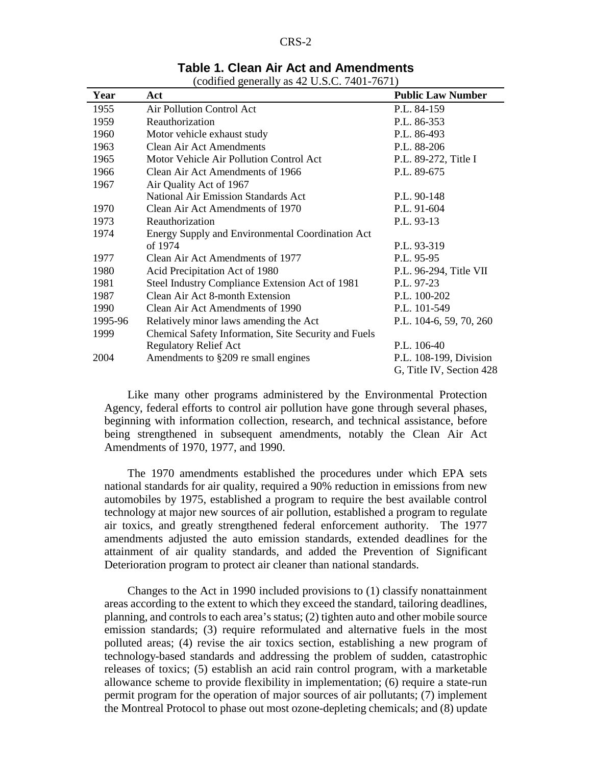**Table 1. Clean Air Act and Amendments**

(codified generally as 42 U.S.C. 7401-7671)

| Year | Act | Public Law Number |
|---|---|---|
| 1955 | Air Pollution Control Act | P.L. 84-159 |
| 1959 | Reauthorization | P.L. 86-353 |
| 1960 | Motor vehicle exhaust study | P.L. 86-493 |
| 1963 | Clean Air Act Amendments | P.L. 88-206 |
| 1965 | Motor Vehicle Air Pollution Control Act | P.L. 89-272, Title I |
| 1966 | Clean Air Act Amendments of 1966 | P.L. 89-675 |
| 1967 | Air Quality Act of 1967 National Air Emission Standards Act | P.L. 90-148 |
| 1970 | Clean Air Act Amendments of 1970 | P.L. 91-604 |
| 1973 | Reauthorization | P.L. 93-13 |
| 1974 | Energy Supply and Environmental Coordination Act of 1974 | P.L. 93-319 |
| 1977 | Clean Air Act Amendments of 1977 | P.L. 95-95 |
| 1980 | Acid Precipitation Act of 1980 | P.L. 96-294, Title VII |
| 1981 | Steel Industry Compliance Extension Act of 1981 | P.L. 97-23 |
| 1987 | Clean Air Act 8-month Extension | P.L. 100-202 |
| 1990 | Clean Air Act Amendments of 1990 | P.L. 101-549 |
| 1995-96 | Relatively minor laws amending the Act | P.L. 104-6, 59, 70, 260 |
| 1999 | Chemical Safety Information, Site Security and Fuels Regulatory Relief Act | P.L. 106-40 |
| 2004 | Amendments to §209 re small engines | P.L. 108-199, Division G, Title IV, Section 428 |

Like many other programs administered by the Environmental Protection Agency, federal efforts to control air pollution have gone through several phases, beginning with information collection, research, and technical assistance, before being strengthened in subsequent amendments, notably the Clean Air Act Amendments of 1970, 1977, and 1990.

The 1970 amendments established the procedures under which EPA sets national standards for air quality, required a 90% reduction in emissions from new automobiles by 1975, established a program to require the best available control technology at major new sources of air pollution, established a program to regulate air toxics, and greatly strengthened federal enforcement authority. The 1977 amendments adjusted the auto emission standards, extended deadlines for the attainment of air quality standards, and added the Prevention of Significant Deterioration program to protect air cleaner than national standards.

Changes to the Act in 1990 included provisions to (1) classify nonattainment areas according to the extent to which they exceed the standard, tailoring deadlines, planning, and controls to each area's status; (2) tighten auto and other mobile source emission standards; (3) require reformulated and alternative fuels in the most polluted areas; (4) revise the air toxics section, establishing a new program of technology-based standards and addressing the problem of sudden, catastrophic releases of toxics; (5) establish an acid rain control program, with a marketable allowance scheme to provide flexibility in implementation; (6) require a state-run permit program for the operation of major sources of air pollutants; (7) implement the Montreal Protocol to phase out most ozone-depleting chemicals; and (8) update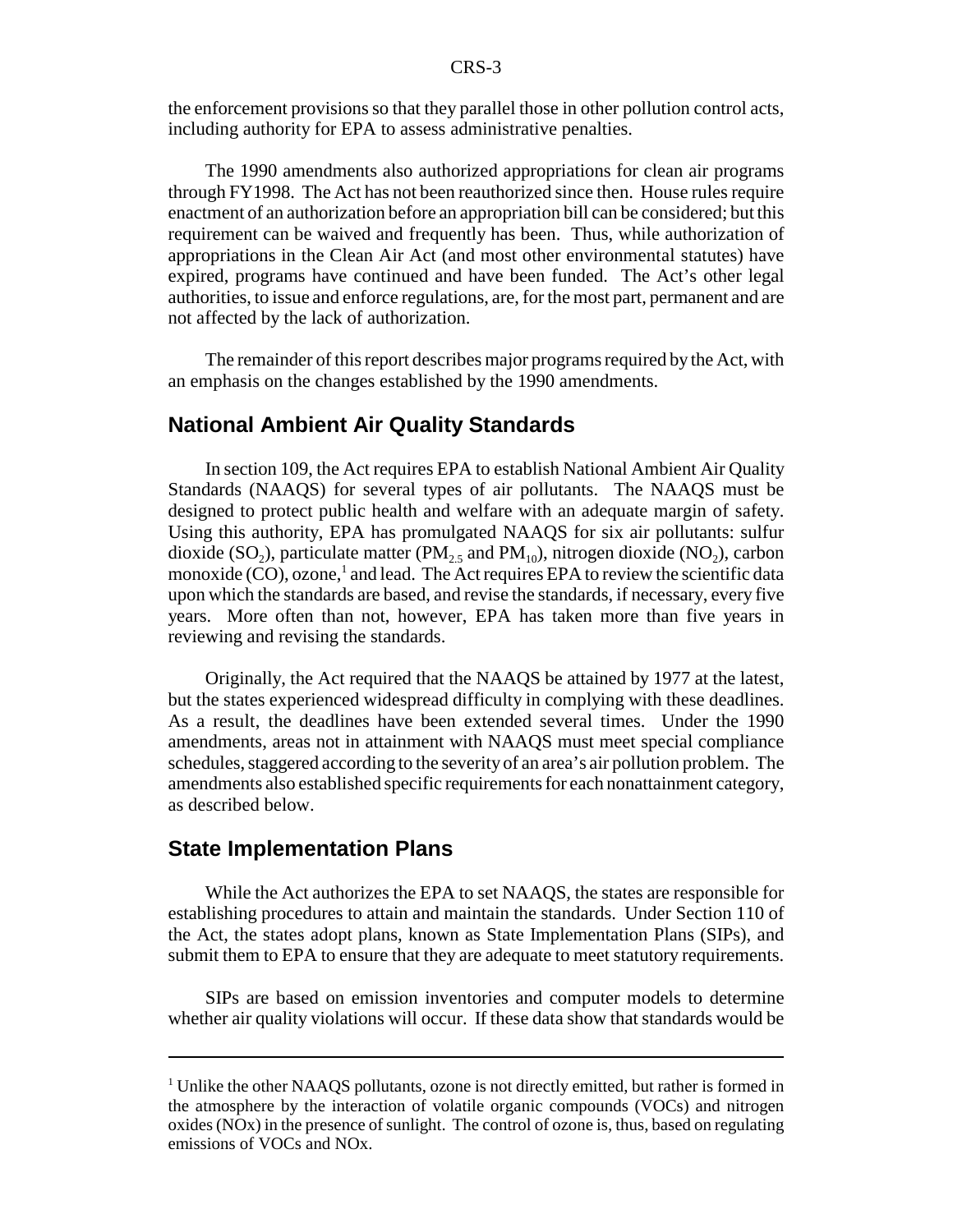the enforcement provisions so that they parallel those in other pollution control acts, including authority for EPA to assess administrative penalties.

The 1990 amendments also authorized appropriations for clean air programs through FY1998. The Act has not been reauthorized since then. House rules require enactment of an authorization before an appropriation bill can be considered; but this requirement can be waived and frequently has been. Thus, while authorization of appropriations in the Clean Air Act (and most other environmental statutes) have expired, programs have continued and have been funded. The Act's other legal authorities, to issue and enforce regulations, are, for the most part, permanent and are not affected by the lack of authorization.

The remainder of this report describes major programs required by the Act, with an emphasis on the changes established by the 1990 amendments.

## National Ambient Air Quality Standards

In section 109, the Act requires EPA to establish National Ambient Air Quality Standards (NAAQS) for several types of air pollutants. The NAAQS must be designed to protect public health and welfare with an adequate margin of safety. Using this authority, EPA has promulgated NAAQS for six air pollutants: sulfur dioxide ($SO_2$), particulate matter ($PM_{2.5}$ and $PM_{10}$), nitrogen dioxide ($NO_2$), carbon monoxide (CO), ozone,[1] and lead. The Act requires EPA to review the scientific data upon which the standards are based, and revise the standards, if necessary, every five years. More often than not, however, EPA has taken more than five years in reviewing and revising the standards.

Originally, the Act required that the NAAQS be attained by 1977 at the latest, but the states experienced widespread difficulty in complying with these deadlines. As a result, the deadlines have been extended several times. Under the 1990 amendments, areas not in attainment with NAAQS must meet special compliance schedules, staggered according to the severity of an area's air pollution problem. The amendments also established specific requirements for each nonattainment category, as described below.

## State Implementation Plans

While the Act authorizes the EPA to set NAAQS, the states are responsible for establishing procedures to attain and maintain the standards. Under Section 110 of the Act, the states adopt plans, known as State Implementation Plans (SIPs), and submit them to EPA to ensure that they are adequate to meet statutory requirements.

SIPs are based on emission inventories and computer models to determine whether air quality violations will occur. If these data show that standards would be

---

[1] Unlike the other NAAQS pollutants, ozone is not directly emitted, but rather is formed in the atmosphere by the interaction of volatile organic compounds (VOCs) and nitrogen oxides (NOx) in the presence of sunlight. The control of ozone is, thus, based on regulating emissions of VOCs and NOx.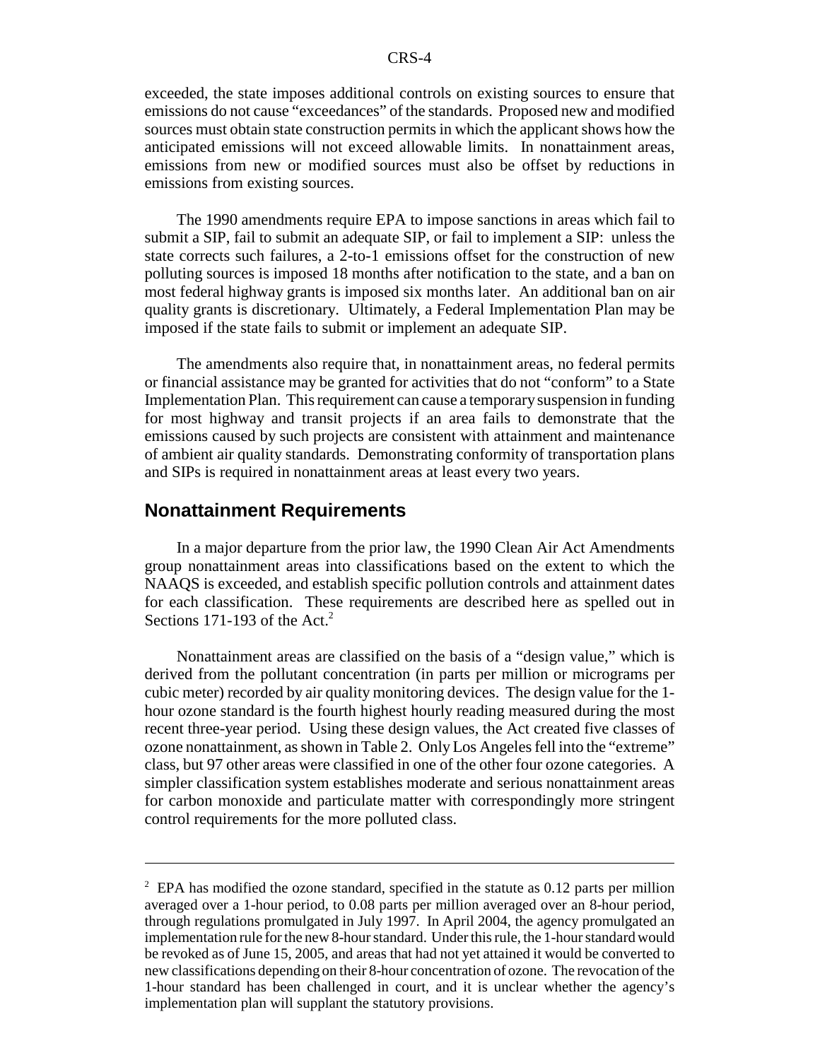exceeded, the state imposes additional controls on existing sources to ensure that emissions do not cause "exceedances" of the standards. Proposed new and modified sources must obtain state construction permits in which the applicant shows how the anticipated emissions will not exceed allowable limits. In nonattainment areas, emissions from new or modified sources must also be offset by reductions in emissions from existing sources.

The 1990 amendments require EPA to impose sanctions in areas which fail to submit a SIP, fail to submit an adequate SIP, or fail to implement a SIP: unless the state corrects such failures, a 2-to-1 emissions offset for the construction of new polluting sources is imposed 18 months after notification to the state, and a ban on most federal highway grants is imposed six months later. An additional ban on air quality grants is discretionary. Ultimately, a Federal Implementation Plan may be imposed if the state fails to submit or implement an adequate SIP.

The amendments also require that, in nonattainment areas, no federal permits or financial assistance may be granted for activities that do not "conform" to a State Implementation Plan. This requirement can cause a temporary suspension in funding for most highway and transit projects if an area fails to demonstrate that the emissions caused by such projects are consistent with attainment and maintenance of ambient air quality standards. Demonstrating conformity of transportation plans and SIPs is required in nonattainment areas at least every two years.

## Nonattainment Requirements

In a major departure from the prior law, the 1990 Clean Air Act Amendments group nonattainment areas into classifications based on the extent to which the NAAQS is exceeded, and establish specific pollution controls and attainment dates for each classification. These requirements are described here as spelled out in Sections 171-193 of the Act.[2]

Nonattainment areas are classified on the basis of a "design value," which is derived from the pollutant concentration (in parts per million or micrograms per cubic meter) recorded by air quality monitoring devices. The design value for the 1-hour ozone standard is the fourth highest hourly reading measured during the most recent three-year period. Using these design values, the Act created five classes of ozone nonattainment, as shown in Table 2. Only Los Angeles fell into the "extreme" class, but 97 other areas were classified in one of the other four ozone categories. A simpler classification system establishes moderate and serious nonattainment areas for carbon monoxide and particulate matter with correspondingly more stringent control requirements for the more polluted class.

---

[2] EPA has modified the ozone standard, specified in the statute as 0.12 parts per million averaged over a 1-hour period, to 0.08 parts per million averaged over an 8-hour period, through regulations promulgated in July 1997. In April 2004, the agency promulgated an implementation rule for the new 8-hour standard. Under this rule, the 1-hour standard would be revoked as of June 15, 2005, and areas that had not yet attained it would be converted to new classifications depending on their 8-hour concentration of ozone. The revocation of the 1-hour standard has been challenged in court, and it is unclear whether the agency's implementation plan will supplant the statutory provisions.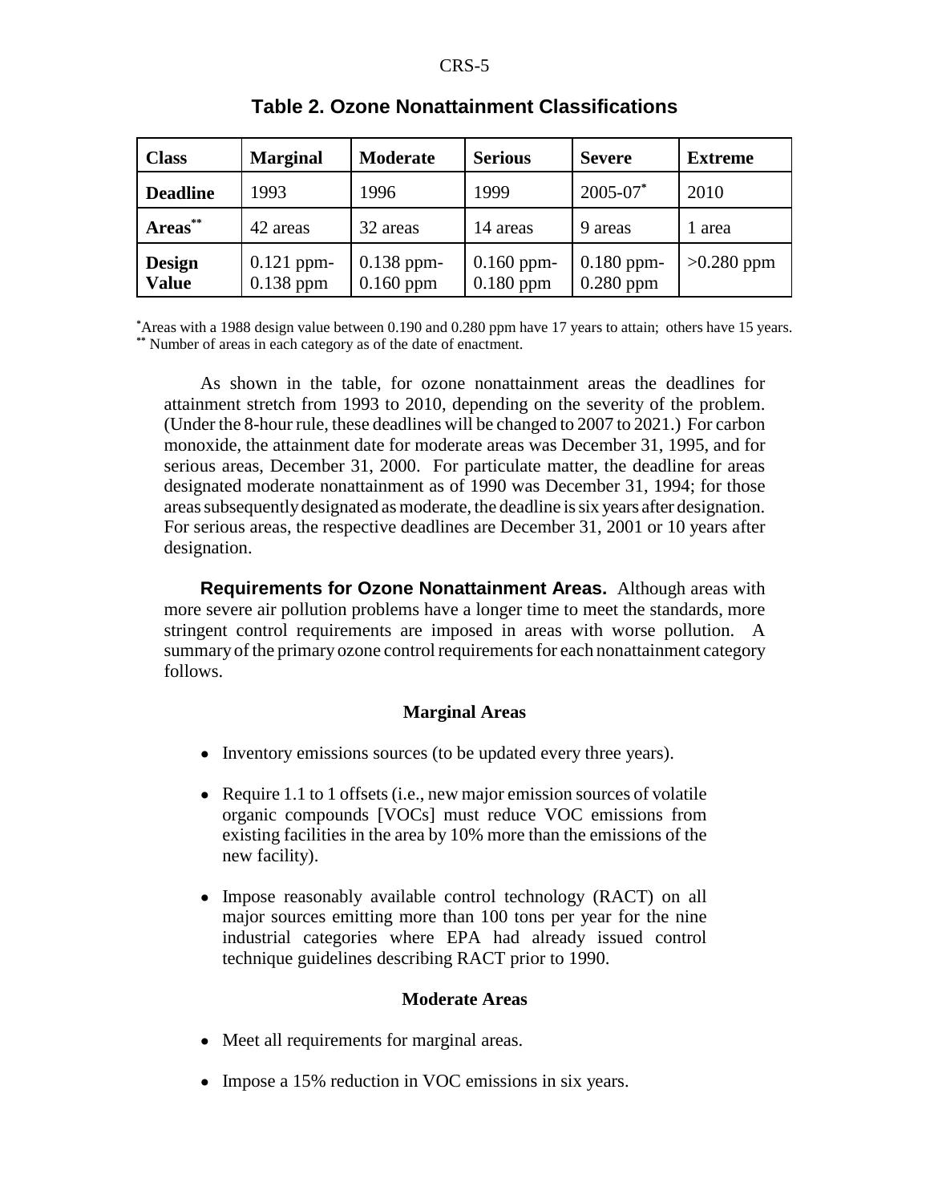**Table 2. Ozone Nonattainment Classifications**

| Class | Marginal | Moderate | Serious | Severe | Extreme |
|---|---|---|---|---|---|
| **Deadline** | 1993 | 1996 | 1999 | 2005-07* | 2010 |
| **Areas**** | 42 areas | 32 areas | 14 areas | 9 areas | 1 area |
| **Design Value** | 0.121 ppm-0.138 ppm | 0.138 ppm-0.160 ppm | 0.160 ppm-0.180 ppm | 0.180 ppm-0.280 ppm | >0.280 ppm |

*Areas with a 1988 design value between 0.190 and 0.280 ppm have 17 years to attain; others have 15 years.
** Number of areas in each category as of the date of enactment.

As shown in the table, for ozone nonattainment areas the deadlines for attainment stretch from 1993 to 2010, depending on the severity of the problem. (Under the 8-hour rule, these deadlines will be changed to 2007 to 2021.) For carbon monoxide, the attainment date for moderate areas was December 31, 1995, and for serious areas, December 31, 2000. For particulate matter, the deadline for areas designated moderate nonattainment as of 1990 was December 31, 1994; for those areas subsequently designated as moderate, the deadline is six years after designation. For serious areas, the respective deadlines are December 31, 2001 or 10 years after designation.

**Requirements for Ozone Nonattainment Areas.** Although areas with more severe air pollution problems have a longer time to meet the standards, more stringent control requirements are imposed in areas with worse pollution. A summary of the primary ozone control requirements for each nonattainment category follows.

**Marginal Areas**

- Inventory emissions sources (to be updated every three years).
- Require 1.1 to 1 offsets (i.e., new major emission sources of volatile organic compounds [VOCs] must reduce VOC emissions from existing facilities in the area by 10% more than the emissions of the new facility).
- Impose reasonably available control technology (RACT) on all major sources emitting more than 100 tons per year for the nine industrial categories where EPA had already issued control technique guidelines describing RACT prior to 1990.

**Moderate Areas**

- Meet all requirements for marginal areas.
- Impose a 15% reduction in VOC emissions in six years.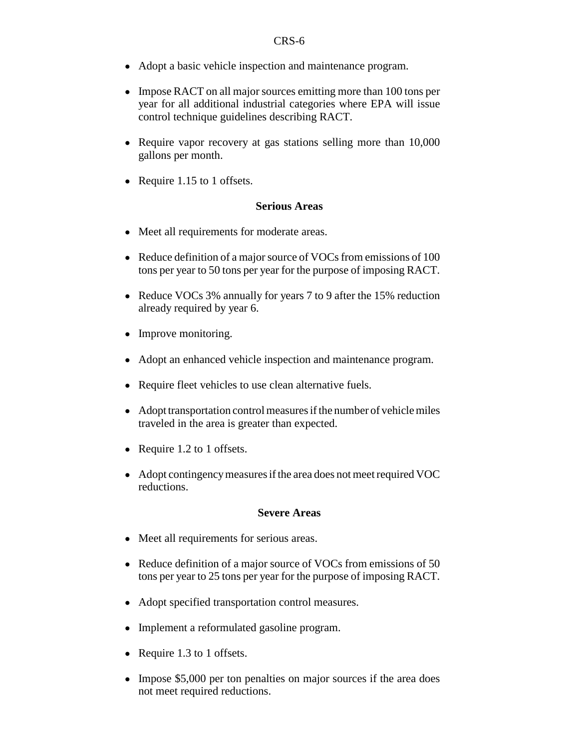- Adopt a basic vehicle inspection and maintenance program.

- Impose RACT on all major sources emitting more than 100 tons per year for all additional industrial categories where EPA will issue control technique guidelines describing RACT.

- Require vapor recovery at gas stations selling more than 10,000 gallons per month.

- Require 1.15 to 1 offsets.

### Serious Areas

- Meet all requirements for moderate areas.

- Reduce definition of a major source of VOCs from emissions of 100 tons per year to 50 tons per year for the purpose of imposing RACT.

- Reduce VOCs 3% annually for years 7 to 9 after the 15% reduction already required by year 6.

- Improve monitoring.

- Adopt an enhanced vehicle inspection and maintenance program.

- Require fleet vehicles to use clean alternative fuels.

- Adopt transportation control measures if the number of vehicle miles traveled in the area is greater than expected.

- Require 1.2 to 1 offsets.

- Adopt contingency measures if the area does not meet required VOC reductions.

### Severe Areas

- Meet all requirements for serious areas.

- Reduce definition of a major source of VOCs from emissions of 50 tons per year to 25 tons per year for the purpose of imposing RACT.

- Adopt specified transportation control measures.

- Implement a reformulated gasoline program.

- Require 1.3 to 1 offsets.

- Impose $5,000 per ton penalties on major sources if the area does not meet required reductions.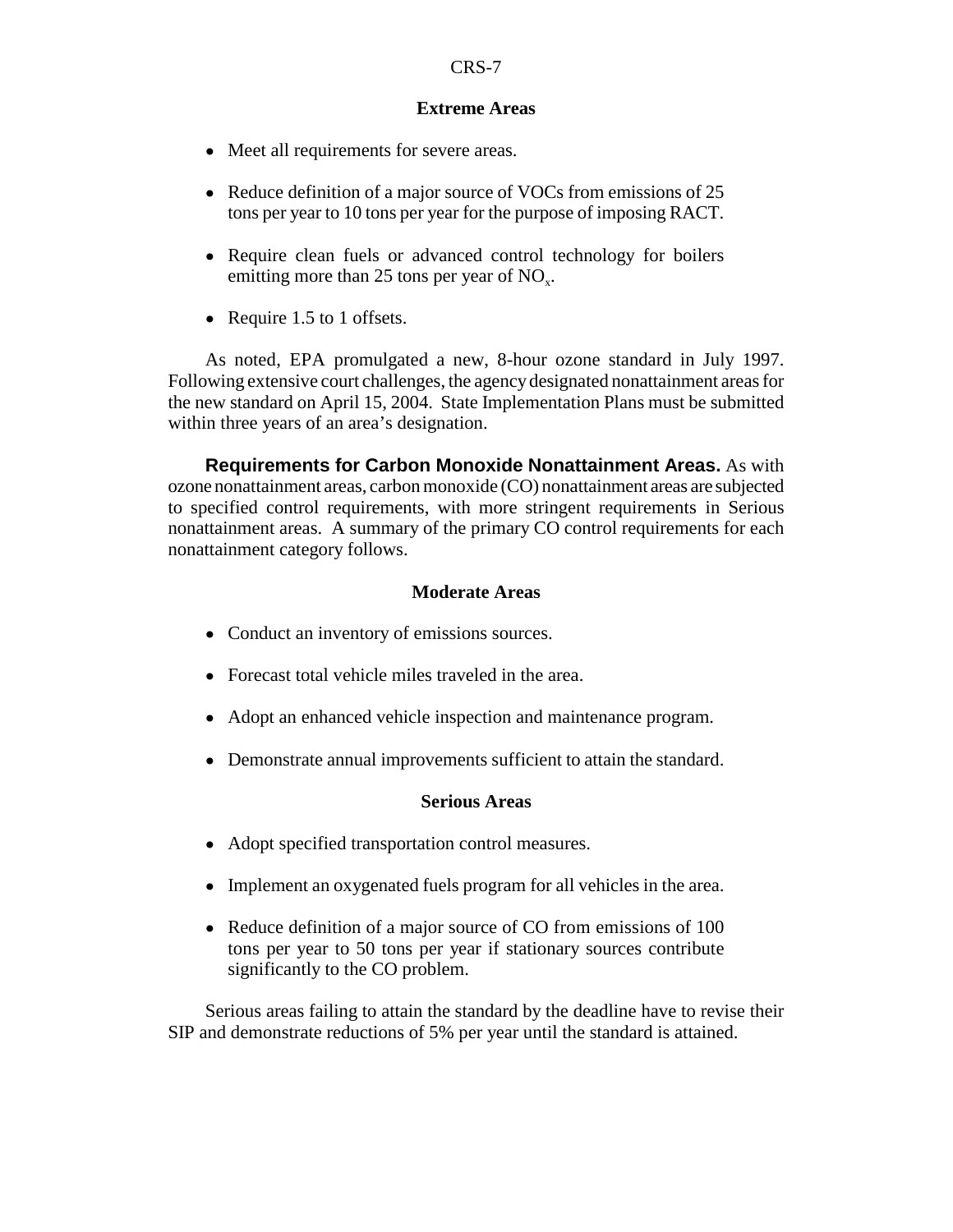#### Extreme Areas

- Meet all requirements for severe areas.
- Reduce definition of a major source of VOCs from emissions of 25 tons per year to 10 tons per year for the purpose of imposing RACT.
- Require clean fuels or advanced control technology for boilers emitting more than 25 tons per year of $NO_x$.
- Require 1.5 to 1 offsets.

As noted, EPA promulgated a new, 8-hour ozone standard in July 1997. Following extensive court challenges, the agency designated nonattainment areas for the new standard on April 15, 2004. State Implementation Plans must be submitted within three years of an area's designation.

**Requirements for Carbon Monoxide Nonattainment Areas.** As with ozone nonattainment areas, carbon monoxide (CO) nonattainment areas are subjected to specified control requirements, with more stringent requirements in Serious nonattainment areas. A summary of the primary CO control requirements for each nonattainment category follows.

#### Moderate Areas

- Conduct an inventory of emissions sources.
- Forecast total vehicle miles traveled in the area.
- Adopt an enhanced vehicle inspection and maintenance program.
- Demonstrate annual improvements sufficient to attain the standard.

#### Serious Areas

- Adopt specified transportation control measures.
- Implement an oxygenated fuels program for all vehicles in the area.
- Reduce definition of a major source of CO from emissions of 100 tons per year to 50 tons per year if stationary sources contribute significantly to the CO problem.

Serious areas failing to attain the standard by the deadline have to revise their SIP and demonstrate reductions of 5% per year until the standard is attained.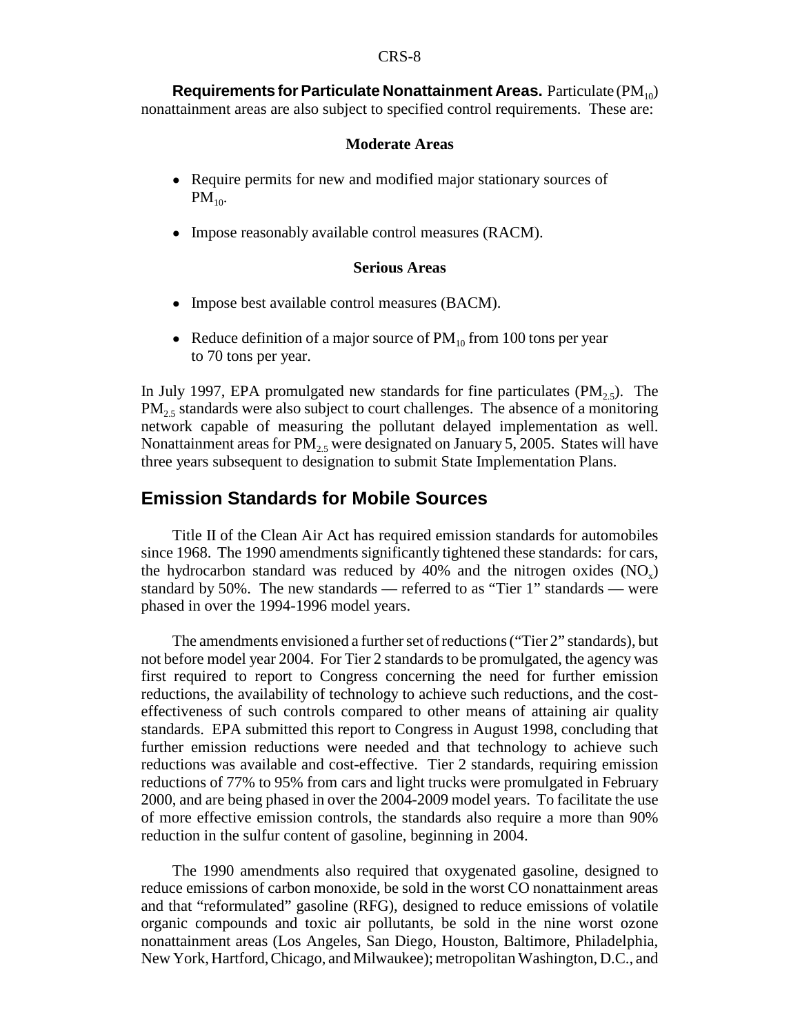**Requirements for Particulate Nonattainment Areas.** Particulate ($PM_{10}$) nonattainment areas are also subject to specified control requirements. These are:

**Moderate Areas**

- Require permits for new and modified major stationary sources of $PM_{10}$.
- Impose reasonably available control measures (RACM).

**Serious Areas**

- Impose best available control measures (BACM).
- Reduce definition of a major source of $PM_{10}$ from 100 tons per year to 70 tons per year.

In July 1997, EPA promulgated new standards for fine particulates ($PM_{2.5}$). The $PM_{2.5}$ standards were also subject to court challenges. The absence of a monitoring network capable of measuring the pollutant delayed implementation as well. Nonattainment areas for $PM_{2.5}$ were designated on January 5, 2005. States will have three years subsequent to designation to submit State Implementation Plans.

## Emission Standards for Mobile Sources

Title II of the Clean Air Act has required emission standards for automobiles since 1968. The 1990 amendments significantly tightened these standards: for cars, the hydrocarbon standard was reduced by 40% and the nitrogen oxides ($NO_x$) standard by 50%. The new standards — referred to as "Tier 1" standards — were phased in over the 1994-1996 model years.

The amendments envisioned a further set of reductions ("Tier 2" standards), but not before model year 2004. For Tier 2 standards to be promulgated, the agency was first required to report to Congress concerning the need for further emission reductions, the availability of technology to achieve such reductions, and the cost-effectiveness of such controls compared to other means of attaining air quality standards. EPA submitted this report to Congress in August 1998, concluding that further emission reductions were needed and that technology to achieve such reductions was available and cost-effective. Tier 2 standards, requiring emission reductions of 77% to 95% from cars and light trucks were promulgated in February 2000, and are being phased in over the 2004-2009 model years. To facilitate the use of more effective emission controls, the standards also require a more than 90% reduction in the sulfur content of gasoline, beginning in 2004.

The 1990 amendments also required that oxygenated gasoline, designed to reduce emissions of carbon monoxide, be sold in the worst CO nonattainment areas and that "reformulated" gasoline (RFG), designed to reduce emissions of volatile organic compounds and toxic air pollutants, be sold in the nine worst ozone nonattainment areas (Los Angeles, San Diego, Houston, Baltimore, Philadelphia, New York, Hartford, Chicago, and Milwaukee); metropolitan Washington, D.C., and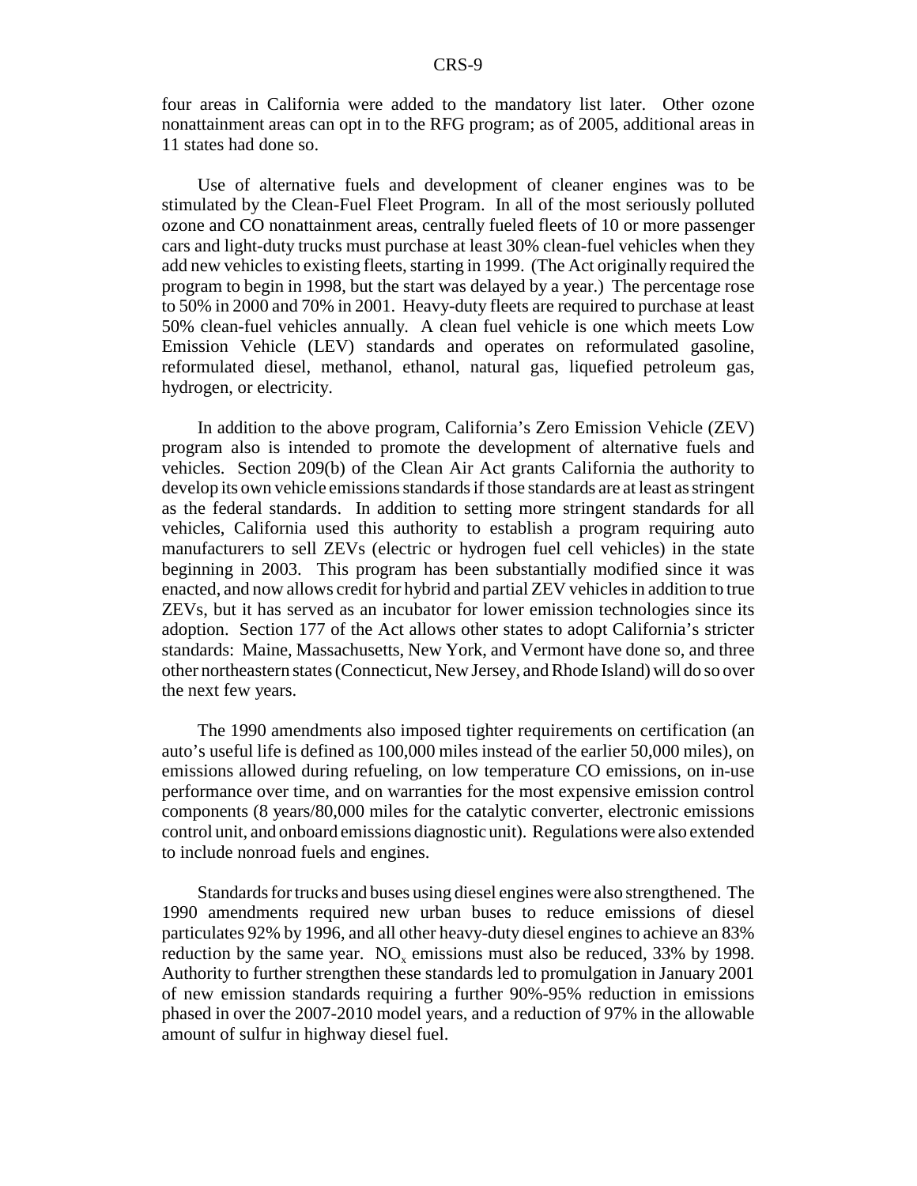four areas in California were added to the mandatory list later. Other ozone nonattainment areas can opt in to the RFG program; as of 2005, additional areas in 11 states had done so.

Use of alternative fuels and development of cleaner engines was to be stimulated by the Clean-Fuel Fleet Program. In all of the most seriously polluted ozone and CO nonattainment areas, centrally fueled fleets of 10 or more passenger cars and light-duty trucks must purchase at least 30% clean-fuel vehicles when they add new vehicles to existing fleets, starting in 1999. (The Act originally required the program to begin in 1998, but the start was delayed by a year.) The percentage rose to 50% in 2000 and 70% in 2001. Heavy-duty fleets are required to purchase at least 50% clean-fuel vehicles annually. A clean fuel vehicle is one which meets Low Emission Vehicle (LEV) standards and operates on reformulated gasoline, reformulated diesel, methanol, ethanol, natural gas, liquefied petroleum gas, hydrogen, or electricity.

In addition to the above program, California's Zero Emission Vehicle (ZEV) program also is intended to promote the development of alternative fuels and vehicles. Section 209(b) of the Clean Air Act grants California the authority to develop its own vehicle emissions standards if those standards are at least as stringent as the federal standards. In addition to setting more stringent standards for all vehicles, California used this authority to establish a program requiring auto manufacturers to sell ZEVs (electric or hydrogen fuel cell vehicles) in the state beginning in 2003. This program has been substantially modified since it was enacted, and now allows credit for hybrid and partial ZEV vehicles in addition to true ZEVs, but it has served as an incubator for lower emission technologies since its adoption. Section 177 of the Act allows other states to adopt California's stricter standards: Maine, Massachusetts, New York, and Vermont have done so, and three other northeastern states (Connecticut, New Jersey, and Rhode Island) will do so over the next few years.

The 1990 amendments also imposed tighter requirements on certification (an auto's useful life is defined as 100,000 miles instead of the earlier 50,000 miles), on emissions allowed during refueling, on low temperature CO emissions, on in-use performance over time, and on warranties for the most expensive emission control components (8 years/80,000 miles for the catalytic converter, electronic emissions control unit, and onboard emissions diagnostic unit). Regulations were also extended to include nonroad fuels and engines.

Standards for trucks and buses using diesel engines were also strengthened. The 1990 amendments required new urban buses to reduce emissions of diesel particulates 92% by 1996, and all other heavy-duty diesel engines to achieve an 83% reduction by the same year. $NO_x$ emissions must also be reduced, 33% by 1998. Authority to further strengthen these standards led to promulgation in January 2001 of new emission standards requiring a further 90%-95% reduction in emissions phased in over the 2007-2010 model years, and a reduction of 97% in the allowable amount of sulfur in highway diesel fuel.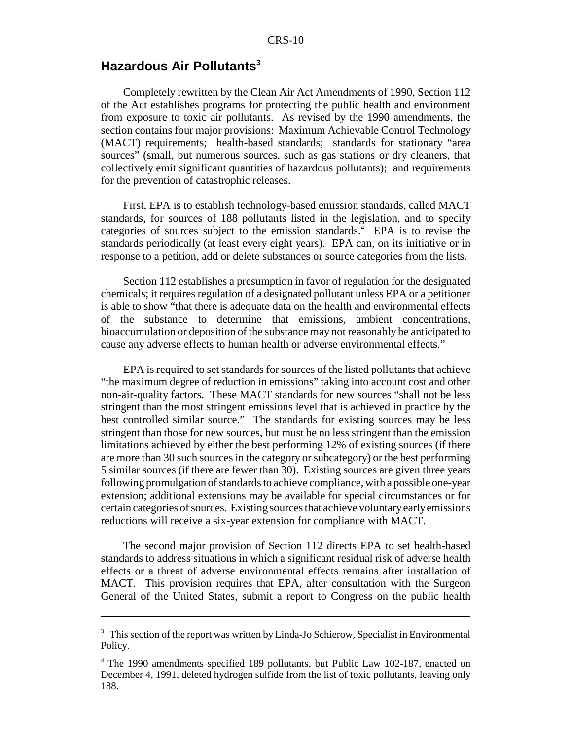## Hazardous Air Pollutants[3]

Completely rewritten by the Clean Air Act Amendments of 1990, Section 112 of the Act establishes programs for protecting the public health and environment from exposure to toxic air pollutants. As revised by the 1990 amendments, the section contains four major provisions: Maximum Achievable Control Technology (MACT) requirements; health-based standards; standards for stationary "area sources" (small, but numerous sources, such as gas stations or dry cleaners, that collectively emit significant quantities of hazardous pollutants); and requirements for the prevention of catastrophic releases.

First, EPA is to establish technology-based emission standards, called MACT standards, for sources of 188 pollutants listed in the legislation, and to specify categories of sources subject to the emission standards.[4] EPA is to revise the standards periodically (at least every eight years). EPA can, on its initiative or in response to a petition, add or delete substances or source categories from the lists.

Section 112 establishes a presumption in favor of regulation for the designated chemicals; it requires regulation of a designated pollutant unless EPA or a petitioner is able to show "that there is adequate data on the health and environmental effects of the substance to determine that emissions, ambient concentrations, bioaccumulation or deposition of the substance may not reasonably be anticipated to cause any adverse effects to human health or adverse environmental effects."

EPA is required to set standards for sources of the listed pollutants that achieve "the maximum degree of reduction in emissions" taking into account cost and other non-air-quality factors. These MACT standards for new sources "shall not be less stringent than the most stringent emissions level that is achieved in practice by the best controlled similar source." The standards for existing sources may be less stringent than those for new sources, but must be no less stringent than the emission limitations achieved by either the best performing 12% of existing sources (if there are more than 30 such sources in the category or subcategory) or the best performing 5 similar sources (if there are fewer than 30). Existing sources are given three years following promulgation of standards to achieve compliance, with a possible one-year extension; additional extensions may be available for special circumstances or for certain categories of sources. Existing sources that achieve voluntary early emissions reductions will receive a six-year extension for compliance with MACT.

The second major provision of Section 112 directs EPA to set health-based standards to address situations in which a significant residual risk of adverse health effects or a threat of adverse environmental effects remains after installation of MACT. This provision requires that EPA, after consultation with the Surgeon General of the United States, submit a report to Congress on the public health

---

[3] This section of the report was written by Linda-Jo Schierow, Specialist in Environmental Policy.

[4] The 1990 amendments specified 189 pollutants, but Public Law 102-187, enacted on December 4, 1991, deleted hydrogen sulfide from the list of toxic pollutants, leaving only 188.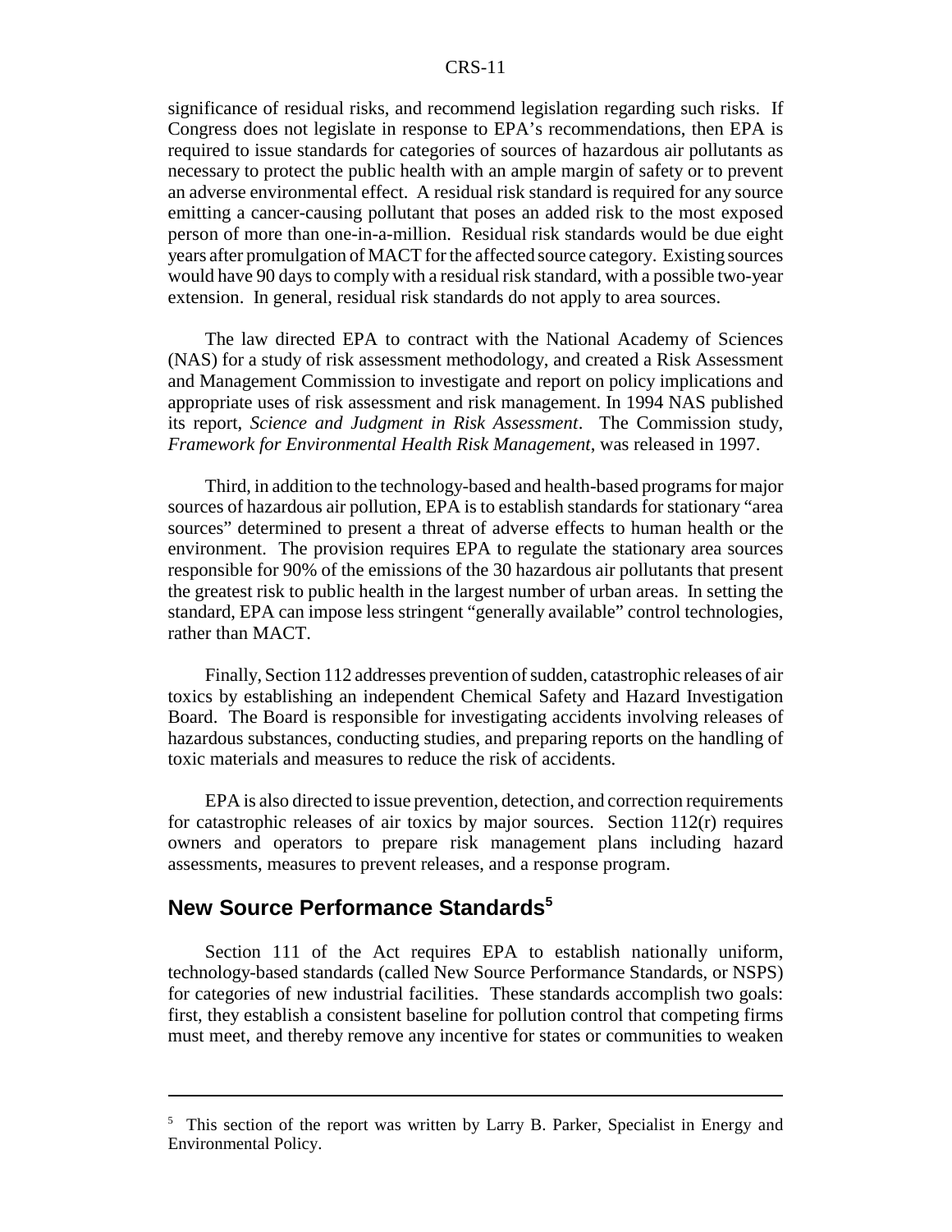significance of residual risks, and recommend legislation regarding such risks. If Congress does not legislate in response to EPA's recommendations, then EPA is required to issue standards for categories of sources of hazardous air pollutants as necessary to protect the public health with an ample margin of safety or to prevent an adverse environmental effect. A residual risk standard is required for any source emitting a cancer-causing pollutant that poses an added risk to the most exposed person of more than one-in-a-million. Residual risk standards would be due eight years after promulgation of MACT for the affected source category. Existing sources would have 90 days to comply with a residual risk standard, with a possible two-year extension. In general, residual risk standards do not apply to area sources.

The law directed EPA to contract with the National Academy of Sciences (NAS) for a study of risk assessment methodology, and created a Risk Assessment and Management Commission to investigate and report on policy implications and appropriate uses of risk assessment and risk management. In 1994 NAS published its report, *Science and Judgment in Risk Assessment*. The Commission study, *Framework for Environmental Health Risk Management*, was released in 1997.

Third, in addition to the technology-based and health-based programs for major sources of hazardous air pollution, EPA is to establish standards for stationary "area sources" determined to present a threat of adverse effects to human health or the environment. The provision requires EPA to regulate the stationary area sources responsible for 90% of the emissions of the 30 hazardous air pollutants that present the greatest risk to public health in the largest number of urban areas. In setting the standard, EPA can impose less stringent "generally available" control technologies, rather than MACT.

Finally, Section 112 addresses prevention of sudden, catastrophic releases of air toxics by establishing an independent Chemical Safety and Hazard Investigation Board. The Board is responsible for investigating accidents involving releases of hazardous substances, conducting studies, and preparing reports on the handling of toxic materials and measures to reduce the risk of accidents.

EPA is also directed to issue prevention, detection, and correction requirements for catastrophic releases of air toxics by major sources. Section 112(r) requires owners and operators to prepare risk management plans including hazard assessments, measures to prevent releases, and a response program.

## New Source Performance Standards[5]

Section 111 of the Act requires EPA to establish nationally uniform, technology-based standards (called New Source Performance Standards, or NSPS) for categories of new industrial facilities. These standards accomplish two goals: first, they establish a consistent baseline for pollution control that competing firms must meet, and thereby remove any incentive for states or communities to weaken

---

[5] This section of the report was written by Larry B. Parker, Specialist in Energy and Environmental Policy.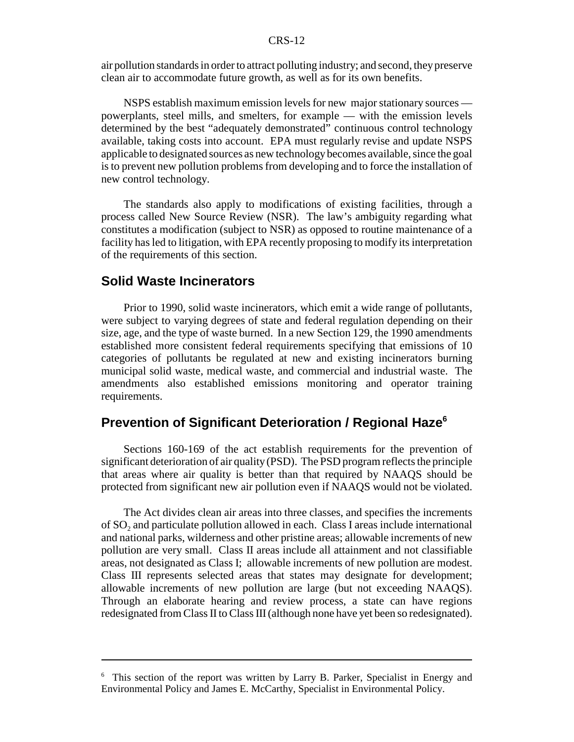air pollution standards in order to attract polluting industry; and second, they preserve clean air to accommodate future growth, as well as for its own benefits.

NSPS establish maximum emission levels for new major stationary sources — powerplants, steel mills, and smelters, for example — with the emission levels determined by the best "adequately demonstrated" continuous control technology available, taking costs into account. EPA must regularly revise and update NSPS applicable to designated sources as new technology becomes available, since the goal is to prevent new pollution problems from developing and to force the installation of new control technology.

The standards also apply to modifications of existing facilities, through a process called New Source Review (NSR). The law's ambiguity regarding what constitutes a modification (subject to NSR) as opposed to routine maintenance of a facility has led to litigation, with EPA recently proposing to modify its interpretation of the requirements of this section.

## Solid Waste Incinerators

Prior to 1990, solid waste incinerators, which emit a wide range of pollutants, were subject to varying degrees of state and federal regulation depending on their size, age, and the type of waste burned. In a new Section 129, the 1990 amendments established more consistent federal requirements specifying that emissions of 10 categories of pollutants be regulated at new and existing incinerators burning municipal solid waste, medical waste, and commercial and industrial waste. The amendments also established emissions monitoring and operator training requirements.

## Prevention of Significant Deterioration / Regional Haze[6]

Sections 160-169 of the act establish requirements for the prevention of significant deterioration of air quality (PSD). The PSD program reflects the principle that areas where air quality is better than that required by NAAQS should be protected from significant new air pollution even if NAAQS would not be violated.

The Act divides clean air areas into three classes, and specifies the increments of $SO_2$ and particulate pollution allowed in each. Class I areas include international and national parks, wilderness and other pristine areas; allowable increments of new pollution are very small. Class II areas include all attainment and not classifiable areas, not designated as Class I; allowable increments of new pollution are modest. Class III represents selected areas that states may designate for development; allowable increments of new pollution are large (but not exceeding NAAQS). Through an elaborate hearing and review process, a state can have regions redesignated from Class II to Class III (although none have yet been so redesignated).

---

[6] This section of the report was written by Larry B. Parker, Specialist in Energy and Environmental Policy and James E. McCarthy, Specialist in Environmental Policy.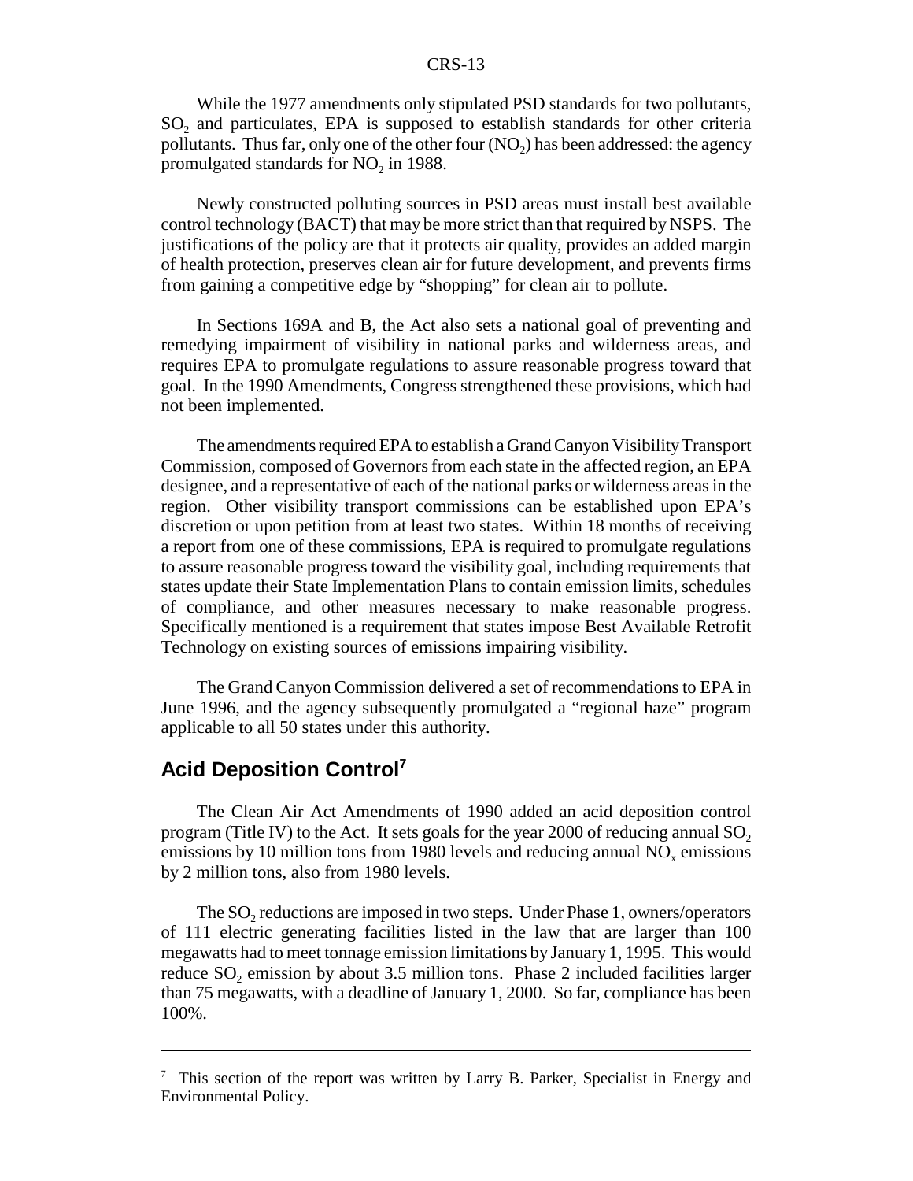While the 1977 amendments only stipulated PSD standards for two pollutants, $SO_2$ and particulates, EPA is supposed to establish standards for other criteria pollutants. Thus far, only one of the other four ($NO_2$) has been addressed: the agency promulgated standards for $NO_2$ in 1988.

Newly constructed polluting sources in PSD areas must install best available control technology (BACT) that may be more strict than that required by NSPS. The justifications of the policy are that it protects air quality, provides an added margin of health protection, preserves clean air for future development, and prevents firms from gaining a competitive edge by "shopping" for clean air to pollute.

In Sections 169A and B, the Act also sets a national goal of preventing and remedying impairment of visibility in national parks and wilderness areas, and requires EPA to promulgate regulations to assure reasonable progress toward that goal. In the 1990 Amendments, Congress strengthened these provisions, which had not been implemented.

The amendments required EPA to establish a Grand Canyon Visibility Transport Commission, composed of Governors from each state in the affected region, an EPA designee, and a representative of each of the national parks or wilderness areas in the region. Other visibility transport commissions can be established upon EPA's discretion or upon petition from at least two states. Within 18 months of receiving a report from one of these commissions, EPA is required to promulgate regulations to assure reasonable progress toward the visibility goal, including requirements that states update their State Implementation Plans to contain emission limits, schedules of compliance, and other measures necessary to make reasonable progress. Specifically mentioned is a requirement that states impose Best Available Retrofit Technology on existing sources of emissions impairing visibility.

The Grand Canyon Commission delivered a set of recommendations to EPA in June 1996, and the agency subsequently promulgated a "regional haze" program applicable to all 50 states under this authority.

## Acid Deposition Control[7]

The Clean Air Act Amendments of 1990 added an acid deposition control program (Title IV) to the Act. It sets goals for the year 2000 of reducing annual $SO_2$ emissions by 10 million tons from 1980 levels and reducing annual $NO_x$ emissions by 2 million tons, also from 1980 levels.

The $SO_2$ reductions are imposed in two steps. Under Phase 1, owners/operators of 111 electric generating facilities listed in the law that are larger than 100 megawatts had to meet tonnage emission limitations by January 1, 1995. This would reduce $SO_2$ emission by about 3.5 million tons. Phase 2 included facilities larger than 75 megawatts, with a deadline of January 1, 2000. So far, compliance has been 100%.

---

[7] This section of the report was written by Larry B. Parker, Specialist in Energy and Environmental Policy.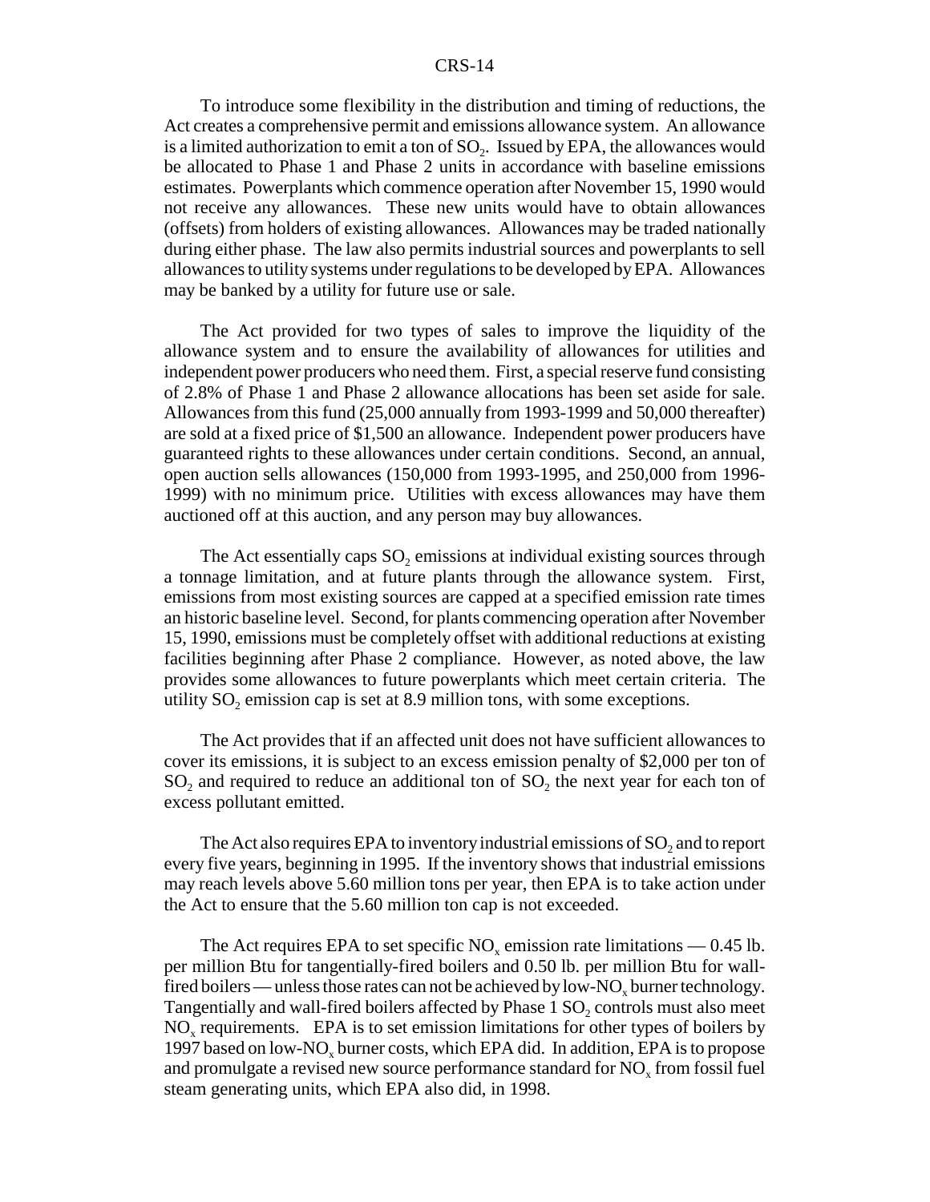To introduce some flexibility in the distribution and timing of reductions, the Act creates a comprehensive permit and emissions allowance system. An allowance is a limited authorization to emit a ton of $SO_2$. Issued by EPA, the allowances would be allocated to Phase 1 and Phase 2 units in accordance with baseline emissions estimates. Powerplants which commence operation after November 15, 1990 would not receive any allowances. These new units would have to obtain allowances (offsets) from holders of existing allowances. Allowances may be traded nationally during either phase. The law also permits industrial sources and powerplants to sell allowances to utility systems under regulations to be developed by EPA. Allowances may be banked by a utility for future use or sale.

The Act provided for two types of sales to improve the liquidity of the allowance system and to ensure the availability of allowances for utilities and independent power producers who need them. First, a special reserve fund consisting of 2.8% of Phase 1 and Phase 2 allowance allocations has been set aside for sale. Allowances from this fund (25,000 annually from 1993-1999 and 50,000 thereafter) are sold at a fixed price of $1,500 an allowance. Independent power producers have guaranteed rights to these allowances under certain conditions. Second, an annual, open auction sells allowances (150,000 from 1993-1995, and 250,000 from 1996-1999) with no minimum price. Utilities with excess allowances may have them auctioned off at this auction, and any person may buy allowances.

The Act essentially caps $SO_2$ emissions at individual existing sources through a tonnage limitation, and at future plants through the allowance system. First, emissions from most existing sources are capped at a specified emission rate times an historic baseline level. Second, for plants commencing operation after November 15, 1990, emissions must be completely offset with additional reductions at existing facilities beginning after Phase 2 compliance. However, as noted above, the law provides some allowances to future powerplants which meet certain criteria. The utility $SO_2$ emission cap is set at 8.9 million tons, with some exceptions.

The Act provides that if an affected unit does not have sufficient allowances to cover its emissions, it is subject to an excess emission penalty of $2,000 per ton of $SO_2$ and required to reduce an additional ton of $SO_2$ the next year for each ton of excess pollutant emitted.

The Act also requires EPA to inventory industrial emissions of $SO_2$ and to report every five years, beginning in 1995. If the inventory shows that industrial emissions may reach levels above 5.60 million tons per year, then EPA is to take action under the Act to ensure that the 5.60 million ton cap is not exceeded.

The Act requires EPA to set specific $NO_x$ emission rate limitations — 0.45 lb. per million Btu for tangentially-fired boilers and 0.50 lb. per million Btu for wall-fired boilers — unless those rates can not be achieved by low-$NO_x$ burner technology. Tangentially and wall-fired boilers affected by Phase 1 $SO_2$ controls must also meet $NO_x$ requirements. EPA is to set emission limitations for other types of boilers by 1997 based on low-$NO_x$ burner costs, which EPA did. In addition, EPA is to propose and promulgate a revised new source performance standard for $NO_x$ from fossil fuel steam generating units, which EPA also did, in 1998.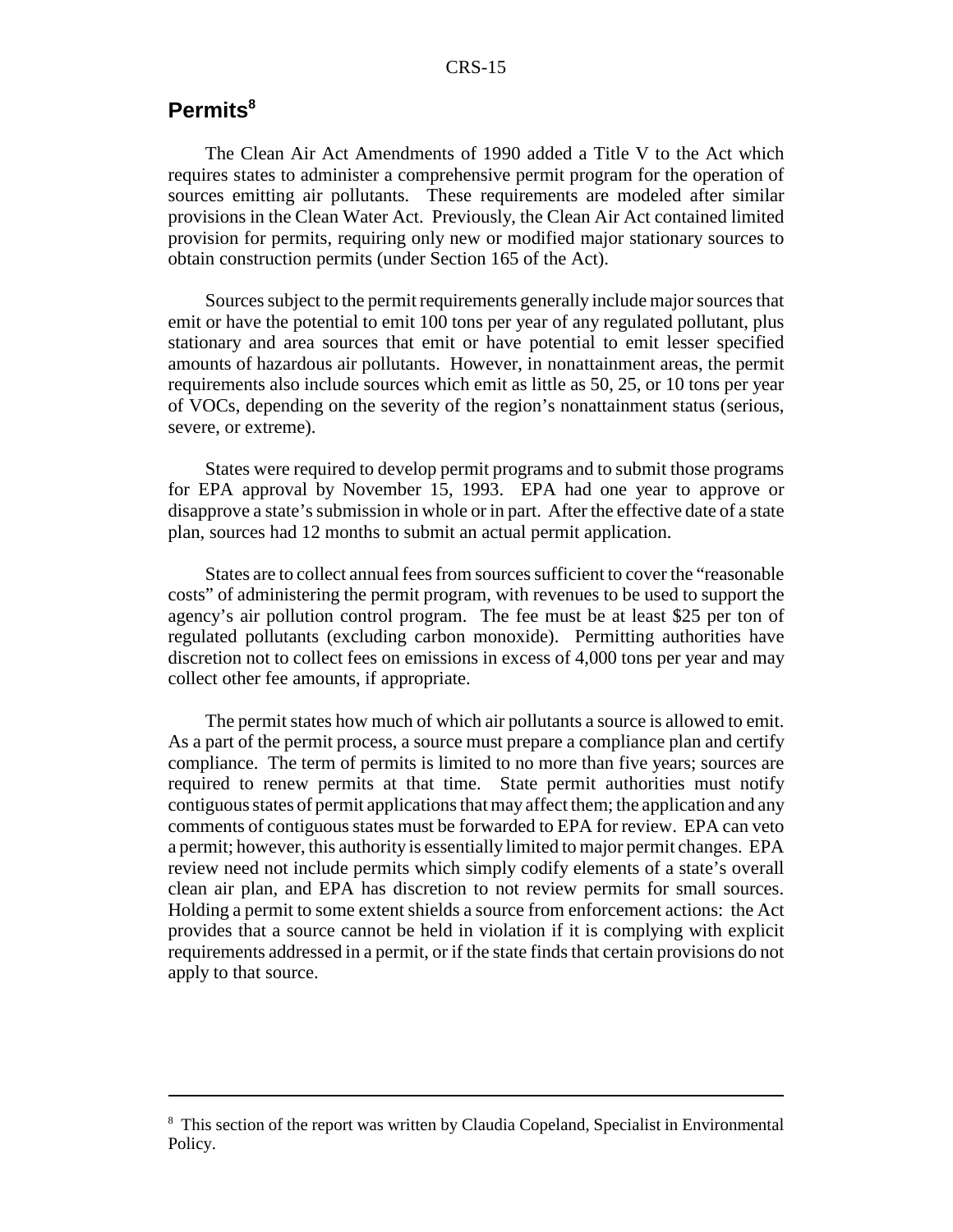## Permits[8]

The Clean Air Act Amendments of 1990 added a Title V to the Act which requires states to administer a comprehensive permit program for the operation of sources emitting air pollutants. These requirements are modeled after similar provisions in the Clean Water Act. Previously, the Clean Air Act contained limited provision for permits, requiring only new or modified major stationary sources to obtain construction permits (under Section 165 of the Act).

Sources subject to the permit requirements generally include major sources that emit or have the potential to emit 100 tons per year of any regulated pollutant, plus stationary and area sources that emit or have potential to emit lesser specified amounts of hazardous air pollutants. However, in nonattainment areas, the permit requirements also include sources which emit as little as 50, 25, or 10 tons per year of VOCs, depending on the severity of the region's nonattainment status (serious, severe, or extreme).

States were required to develop permit programs and to submit those programs for EPA approval by November 15, 1993. EPA had one year to approve or disapprove a state's submission in whole or in part. After the effective date of a state plan, sources had 12 months to submit an actual permit application.

States are to collect annual fees from sources sufficient to cover the "reasonable costs" of administering the permit program, with revenues to be used to support the agency's air pollution control program. The fee must be at least \$25 per ton of regulated pollutants (excluding carbon monoxide). Permitting authorities have discretion not to collect fees on emissions in excess of 4,000 tons per year and may collect other fee amounts, if appropriate.

The permit states how much of which air pollutants a source is allowed to emit. As a part of the permit process, a source must prepare a compliance plan and certify compliance. The term of permits is limited to no more than five years; sources are required to renew permits at that time. State permit authorities must notify contiguous states of permit applications that may affect them; the application and any comments of contiguous states must be forwarded to EPA for review. EPA can veto a permit; however, this authority is essentially limited to major permit changes. EPA review need not include permits which simply codify elements of a state's overall clean air plan, and EPA has discretion to not review permits for small sources. Holding a permit to some extent shields a source from enforcement actions: the Act provides that a source cannot be held in violation if it is complying with explicit requirements addressed in a permit, or if the state finds that certain provisions do not apply to that source.

---

[8] This section of the report was written by Claudia Copeland, Specialist in Environmental Policy.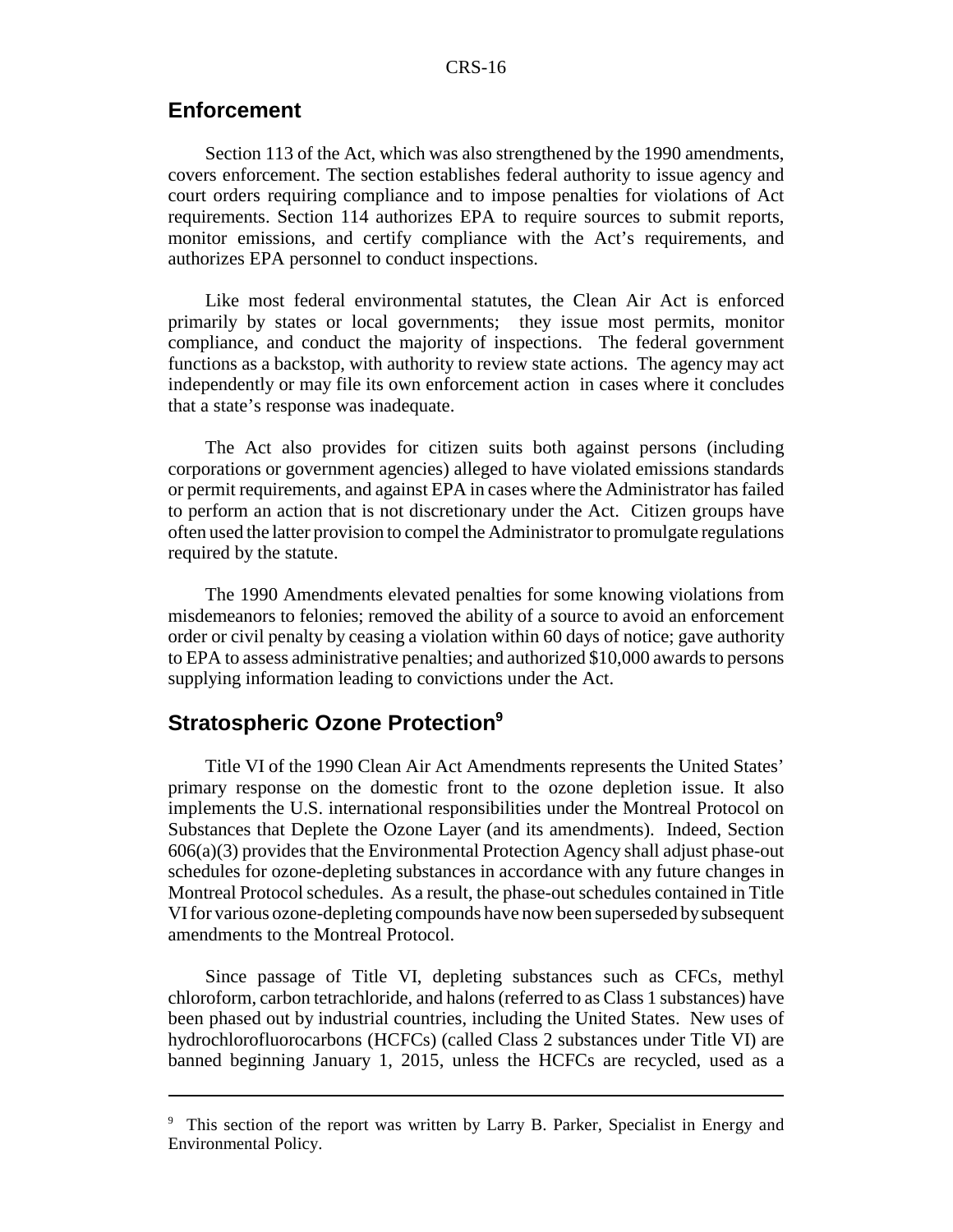## Enforcement

Section 113 of the Act, which was also strengthened by the 1990 amendments, covers enforcement. The section establishes federal authority to issue agency and court orders requiring compliance and to impose penalties for violations of Act requirements. Section 114 authorizes EPA to require sources to submit reports, monitor emissions, and certify compliance with the Act's requirements, and authorizes EPA personnel to conduct inspections.

Like most federal environmental statutes, the Clean Air Act is enforced primarily by states or local governments; they issue most permits, monitor compliance, and conduct the majority of inspections. The federal government functions as a backstop, with authority to review state actions. The agency may act independently or may file its own enforcement action in cases where it concludes that a state's response was inadequate.

The Act also provides for citizen suits both against persons (including corporations or government agencies) alleged to have violated emissions standards or permit requirements, and against EPA in cases where the Administrator has failed to perform an action that is not discretionary under the Act. Citizen groups have often used the latter provision to compel the Administrator to promulgate regulations required by the statute.

The 1990 Amendments elevated penalties for some knowing violations from misdemeanors to felonies; removed the ability of a source to avoid an enforcement order or civil penalty by ceasing a violation within 60 days of notice; gave authority to EPA to assess administrative penalties; and authorized $10,000 awards to persons supplying information leading to convictions under the Act.

## Stratospheric Ozone Protection[9]

Title VI of the 1990 Clean Air Act Amendments represents the United States' primary response on the domestic front to the ozone depletion issue. It also implements the U.S. international responsibilities under the Montreal Protocol on Substances that Deplete the Ozone Layer (and its amendments). Indeed, Section 606(a)(3) provides that the Environmental Protection Agency shall adjust phase-out schedules for ozone-depleting substances in accordance with any future changes in Montreal Protocol schedules. As a result, the phase-out schedules contained in Title VI for various ozone-depleting compounds have now been superseded by subsequent amendments to the Montreal Protocol.

Since passage of Title VI, depleting substances such as CFCs, methyl chloroform, carbon tetrachloride, and halons (referred to as Class 1 substances) have been phased out by industrial countries, including the United States. New uses of hydrochlorofluorocarbons (HCFCs) (called Class 2 substances under Title VI) are banned beginning January 1, 2015, unless the HCFCs are recycled, used as a

---

[9] This section of the report was written by Larry B. Parker, Specialist in Energy and Environmental Policy.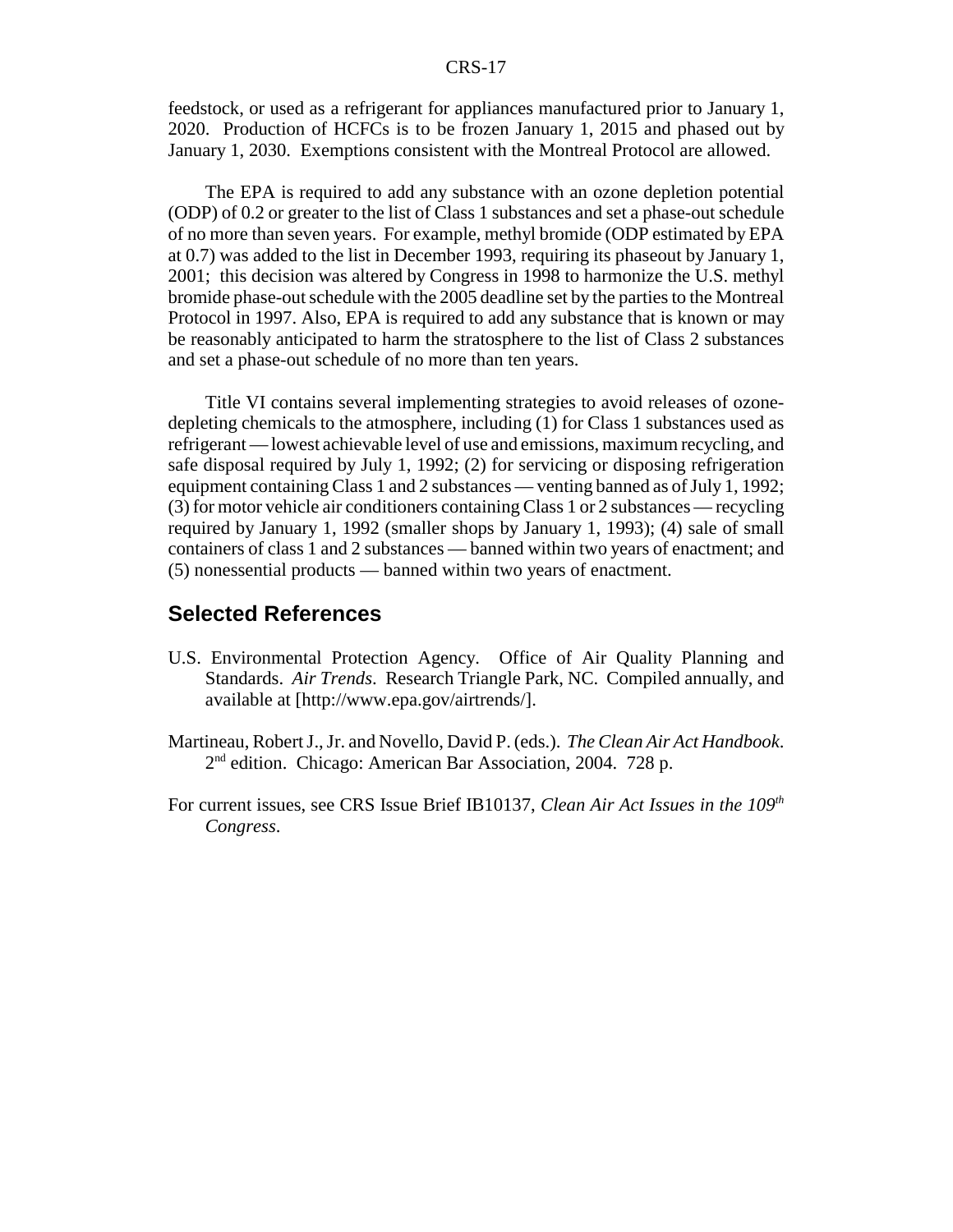feedstock, or used as a refrigerant for appliances manufactured prior to January 1, 2020. Production of HCFCs is to be frozen January 1, 2015 and phased out by January 1, 2030. Exemptions consistent with the Montreal Protocol are allowed.

The EPA is required to add any substance with an ozone depletion potential (ODP) of 0.2 or greater to the list of Class 1 substances and set a phase-out schedule of no more than seven years. For example, methyl bromide (ODP estimated by EPA at 0.7) was added to the list in December 1993, requiring its phaseout by January 1, 2001; this decision was altered by Congress in 1998 to harmonize the U.S. methyl bromide phase-out schedule with the 2005 deadline set by the parties to the Montreal Protocol in 1997. Also, EPA is required to add any substance that is known or may be reasonably anticipated to harm the stratosphere to the list of Class 2 substances and set a phase-out schedule of no more than ten years.

Title VI contains several implementing strategies to avoid releases of ozone-depleting chemicals to the atmosphere, including (1) for Class 1 substances used as refrigerant — lowest achievable level of use and emissions, maximum recycling, and safe disposal required by July 1, 1992; (2) for servicing or disposing refrigeration equipment containing Class 1 and 2 substances — venting banned as of July 1, 1992; (3) for motor vehicle air conditioners containing Class 1 or 2 substances — recycling required by January 1, 1992 (smaller shops by January 1, 1993); (4) sale of small containers of class 1 and 2 substances — banned within two years of enactment; and (5) nonessential products — banned within two years of enactment.

## Selected References

U.S. Environmental Protection Agency. Office of Air Quality Planning and Standards. *Air Trends*. Research Triangle Park, NC. Compiled annually, and available at [http://www.epa.gov/airtrends/].

Martineau, Robert J., Jr. and Novello, David P. (eds.). *The Clean Air Act Handbook*. 2nd edition. Chicago: American Bar Association, 2004. 728 p.

For current issues, see CRS Issue Brief IB10137, *Clean Air Act Issues in the 109th Congress*.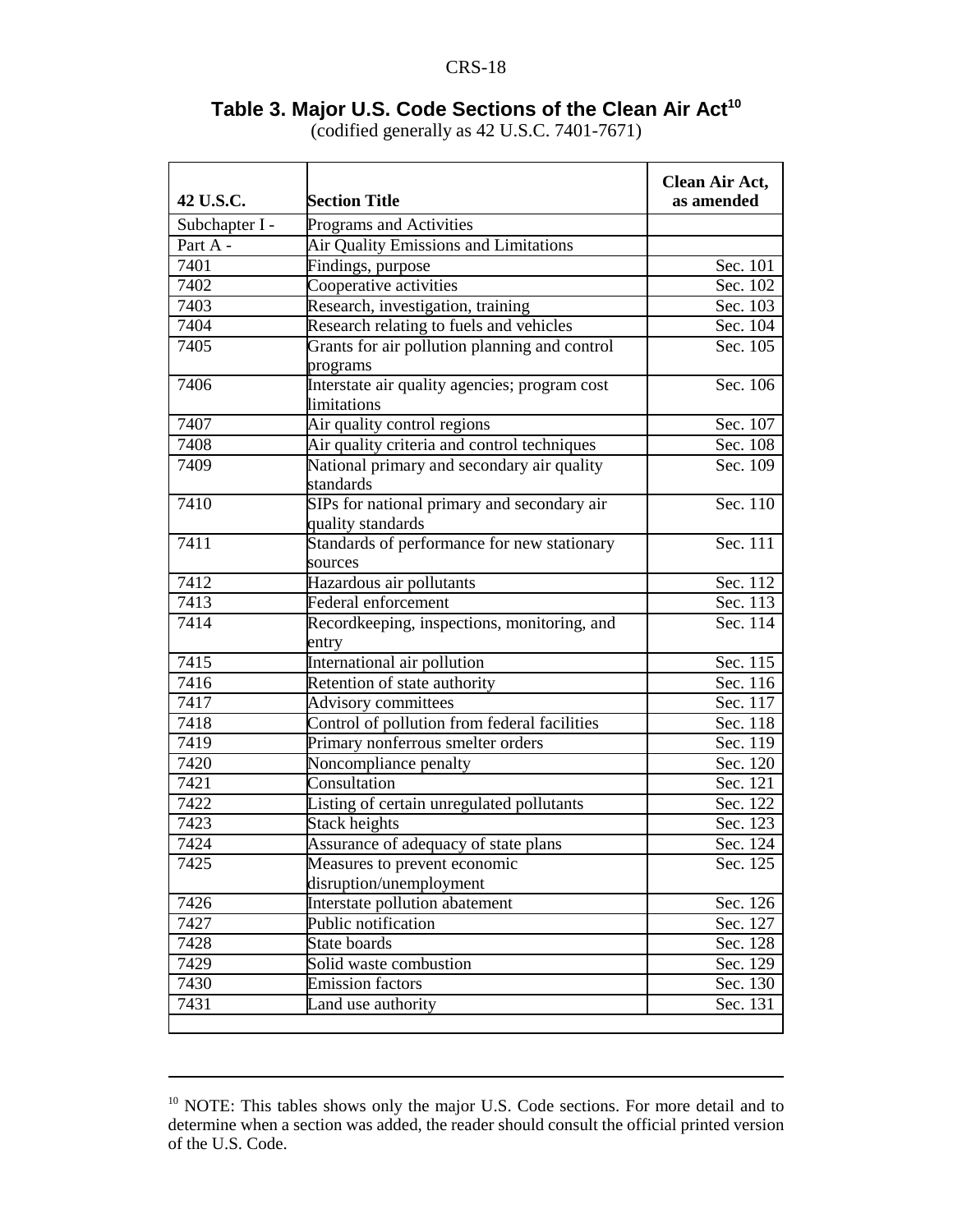## Table 3. Major U.S. Code Sections of the Clean Air Act[10]

(codified generally as 42 U.S.C. 7401-7671)

| 42 U.S.C. | Section Title | Clean Air Act, as amended |
|---|---|---|
| Subchapter I - | Programs and Activities | |
| Part A - | Air Quality Emissions and Limitations | |
| 7401 | Findings, purpose | Sec. 101 |
| 7402 | Cooperative activities | Sec. 102 |
| 7403 | Research, investigation, training | Sec. 103 |
| 7404 | Research relating to fuels and vehicles | Sec. 104 |
| 7405 | Grants for air pollution planning and control programs | Sec. 105 |
| 7406 | Interstate air quality agencies; program cost limitations | Sec. 106 |
| 7407 | Air quality control regions | Sec. 107 |
| 7408 | Air quality criteria and control techniques | Sec. 108 |
| 7409 | National primary and secondary air quality standards | Sec. 109 |
| 7410 | SIPs for national primary and secondary air quality standards | Sec. 110 |
| 7411 | Standards of performance for new stationary sources | Sec. 111 |
| 7412 | Hazardous air pollutants | Sec. 112 |
| 7413 | Federal enforcement | Sec. 113 |
| 7414 | Recordkeeping, inspections, monitoring, and entry | Sec. 114 |
| 7415 | International air pollution | Sec. 115 |
| 7416 | Retention of state authority | Sec. 116 |
| 7417 | Advisory committees | Sec. 117 |
| 7418 | Control of pollution from federal facilities | Sec. 118 |
| 7419 | Primary nonferrous smelter orders | Sec. 119 |
| 7420 | Noncompliance penalty | Sec. 120 |
| 7421 | Consultation | Sec. 121 |
| 7422 | Listing of certain unregulated pollutants | Sec. 122 |
| 7423 | Stack heights | Sec. 123 |
| 7424 | Assurance of adequacy of state plans | Sec. 124 |
| 7425 | Measures to prevent economic disruption/unemployment | Sec. 125 |
| 7426 | Interstate pollution abatement | Sec. 126 |
| 7427 | Public notification | Sec. 127 |
| 7428 | State boards | Sec. 128 |
| 7429 | Solid waste combustion | Sec. 129 |
| 7430 | Emission factors | Sec. 130 |
| 7431 | Land use authority | Sec. 131 |

[10] NOTE: This tables shows only the major U.S. Code sections. For more detail and to determine when a section was added, the reader should consult the official printed version of the U.S. Code.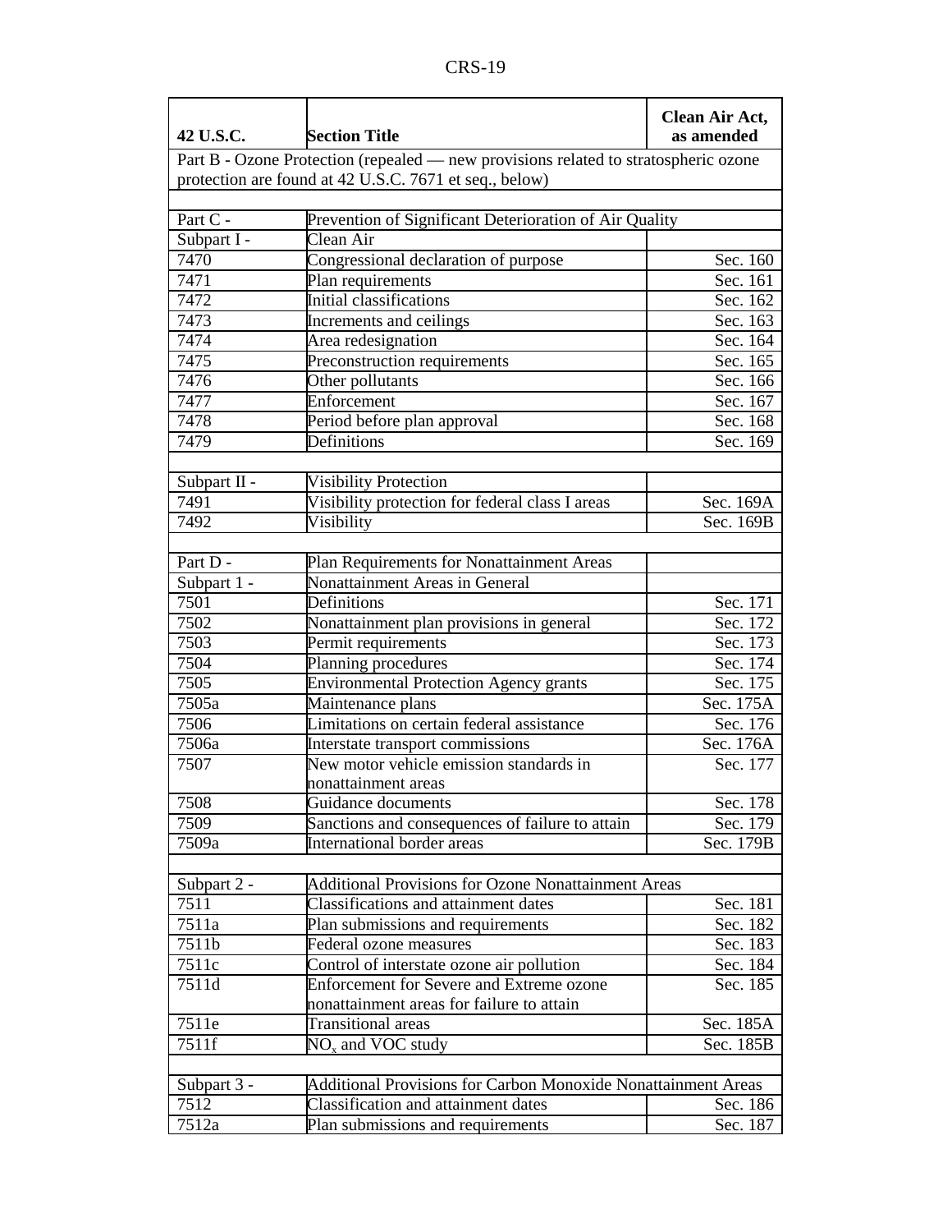| 42 U.S.C. | Section Title | Clean Air Act, as amended |
|---|---|---|
| Part B - Ozone Protection (repealed — new provisions related to stratospheric ozone protection are found at 42 U.S.C. 7671 et seq., below) | | |
| | | |
| Part C - | Prevention of Significant Deterioration of Air Quality | |
| Subpart I - | Clean Air | |
| 7470 | Congressional declaration of purpose | Sec. 160 |
| 7471 | Plan requirements | Sec. 161 |
| 7472 | Initial classifications | Sec. 162 |
| 7473 | Increments and ceilings | Sec. 163 |
| 7474 | Area redesignation | Sec. 164 |
| 7475 | Preconstruction requirements | Sec. 165 |
| 7476 | Other pollutants | Sec. 166 |
| 7477 | Enforcement | Sec. 167 |
| 7478 | Period before plan approval | Sec. 168 |
| 7479 | Definitions | Sec. 169 |
| | | |
| Subpart II - | Visibility Protection | |
| 7491 | Visibility protection for federal class I areas | Sec. 169A |
| 7492 | Visibility | Sec. 169B |
| | | |
| Part D - | Plan Requirements for Nonattainment Areas | |
| Subpart 1 - | Nonattainment Areas in General | |
| 7501 | Definitions | Sec. 171 |
| 7502 | Nonattainment plan provisions in general | Sec. 172 |
| 7503 | Permit requirements | Sec. 173 |
| 7504 | Planning procedures | Sec. 174 |
| 7505 | Environmental Protection Agency grants | Sec. 175 |
| 7505a | Maintenance plans | Sec. 175A |
| 7506 | Limitations on certain federal assistance | Sec. 176 |
| 7506a | Interstate transport commissions | Sec. 176A |
| 7507 | New motor vehicle emission standards in nonattainment areas | Sec. 177 |
| 7508 | Guidance documents | Sec. 178 |
| 7509 | Sanctions and consequences of failure to attain | Sec. 179 |
| 7509a | International border areas | Sec. 179B |
| | | |
| Subpart 2 - | Additional Provisions for Ozone Nonattainment Areas | |
| 7511 | Classifications and attainment dates | Sec. 181 |
| 7511a | Plan submissions and requirements | Sec. 182 |
| 7511b | Federal ozone measures | Sec. 183 |
| 7511c | Control of interstate ozone air pollution | Sec. 184 |
| 7511d | Enforcement for Severe and Extreme ozone nonattainment areas for failure to attain | Sec. 185 |
| 7511e | Transitional areas | Sec. 185A |
| 7511f | $NO_x$ and VOC study | Sec. 185B |
| | | |
| Subpart 3 - | Additional Provisions for Carbon Monoxide Nonattainment Areas | |
| 7512 | Classification and attainment dates | Sec. 186 |
| 7512a | Plan submissions and requirements | Sec. 187 |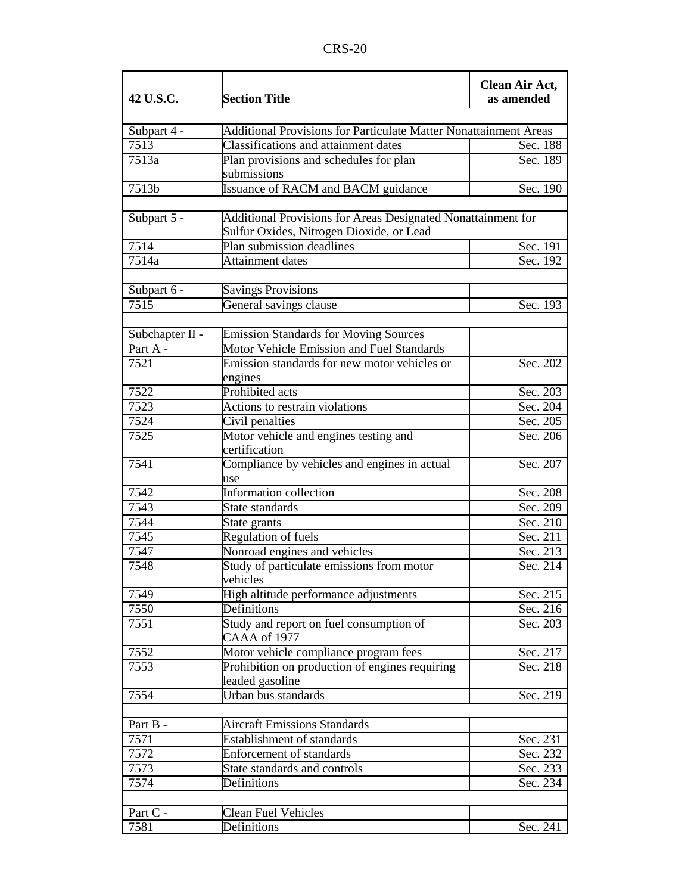| 42 U.S.C. | Section Title | Clean Air Act, as amended |
|---|---|---|
| | | |
| Subpart 4 - | Additional Provisions for Particulate Matter Nonattainment Areas | |
| 7513 | Classifications and attainment dates | Sec. 188 |
| 7513a | Plan provisions and schedules for plan submissions | Sec. 189 |
| 7513b | Issuance of RACM and BACM guidance | Sec. 190 |
| | | |
| Subpart 5 - | Additional Provisions for Areas Designated Nonattainment for Sulfur Oxides, Nitrogen Dioxide, or Lead | |
| 7514 | Plan submission deadlines | Sec. 191 |
| 7514a | Attainment dates | Sec. 192 |
| | | |
| Subpart 6 - | Savings Provisions | |
| 7515 | General savings clause | Sec. 193 |
| | | |
| Subchapter II - | Emission Standards for Moving Sources | |
| Part A - | Motor Vehicle Emission and Fuel Standards | |
| 7521 | Emission standards for new motor vehicles or engines | Sec. 202 |
| 7522 | Prohibited acts | Sec. 203 |
| 7523 | Actions to restrain violations | Sec. 204 |
| 7524 | Civil penalties | Sec. 205 |
| 7525 | Motor vehicle and engines testing and certification | Sec. 206 |
| 7541 | Compliance by vehicles and engines in actual use | Sec. 207 |
| 7542 | Information collection | Sec. 208 |
| 7543 | State standards | Sec. 209 |
| 7544 | State grants | Sec. 210 |
| 7545 | Regulation of fuels | Sec. 211 |
| 7547 | Nonroad engines and vehicles | Sec. 213 |
| 7548 | Study of particulate emissions from motor vehicles | Sec. 214 |
| 7549 | High altitude performance adjustments | Sec. 215 |
| 7550 | Definitions | Sec. 216 |
| 7551 | Study and report on fuel consumption of CAAA of 1977 | Sec. 203 |
| 7552 | Motor vehicle compliance program fees | Sec. 217 |
| 7553 | Prohibition on production of engines requiring leaded gasoline | Sec. 218 |
| 7554 | Urban bus standards | Sec. 219 |
| | | |
| Part B - | Aircraft Emissions Standards | |
| 7571 | Establishment of standards | Sec. 231 |
| 7572 | Enforcement of standards | Sec. 232 |
| 7573 | State standards and controls | Sec. 233 |
| 7574 | Definitions | Sec. 234 |
| | | |
| Part C - | Clean Fuel Vehicles | |
| 7581 | Definitions | Sec. 241 |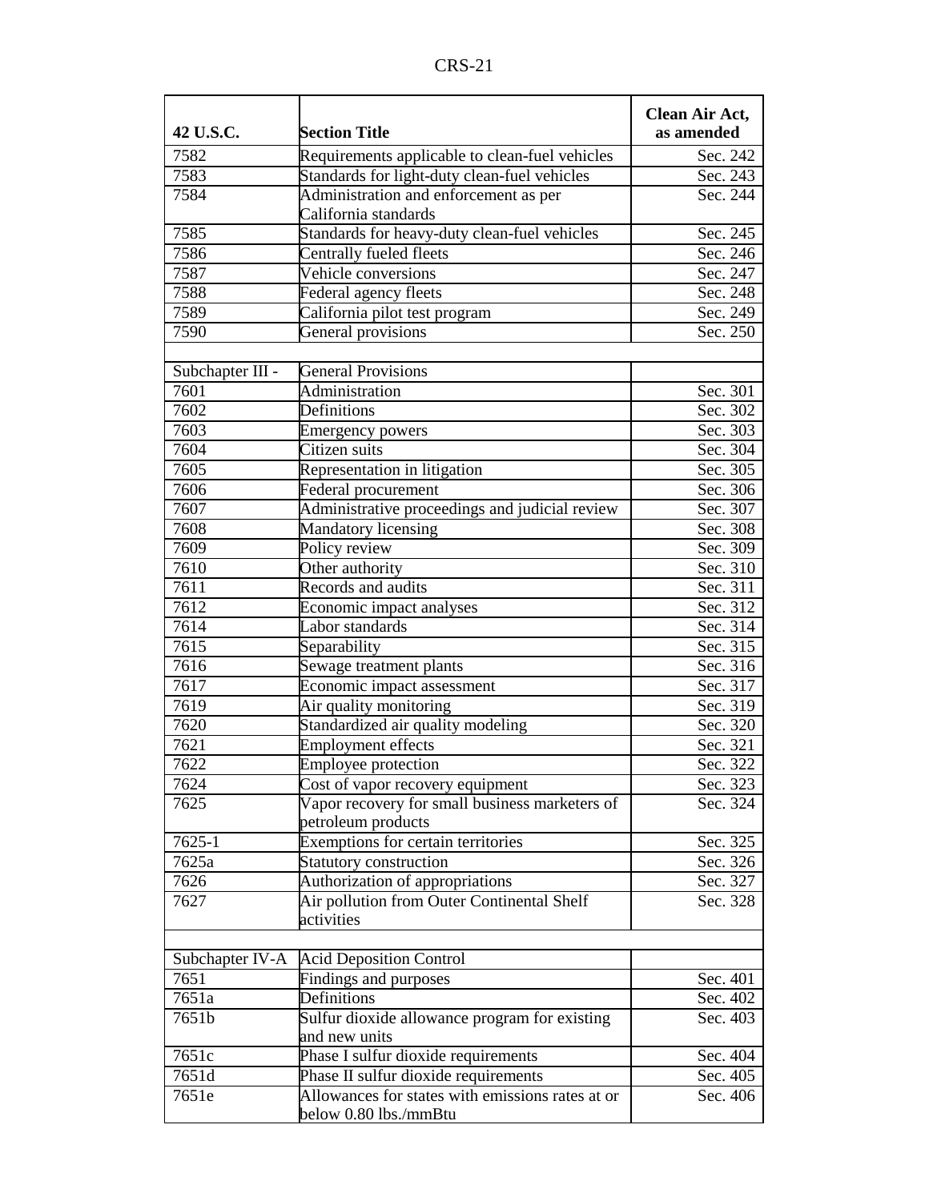| 42 U.S.C. | Section Title | Clean Air Act, as amended |
|---|---|---|
| 7582 | Requirements applicable to clean-fuel vehicles | Sec. 242 |
| 7583 | Standards for light-duty clean-fuel vehicles | Sec. 243 |
| 7584 | Administration and enforcement as per California standards | Sec. 244 |
| 7585 | Standards for heavy-duty clean-fuel vehicles | Sec. 245 |
| 7586 | Centrally fueled fleets | Sec. 246 |
| 7587 | Vehicle conversions | Sec. 247 |
| 7588 | Federal agency fleets | Sec. 248 |
| 7589 | California pilot test program | Sec. 249 |
| 7590 | General provisions | Sec. 250 |
| | | |
| Subchapter III - | General Provisions | |
| 7601 | Administration | Sec. 301 |
| 7602 | Definitions | Sec. 302 |
| 7603 | Emergency powers | Sec. 303 |
| 7604 | Citizen suits | Sec. 304 |
| 7605 | Representation in litigation | Sec. 305 |
| 7606 | Federal procurement | Sec. 306 |
| 7607 | Administrative proceedings and judicial review | Sec. 307 |
| 7608 | Mandatory licensing | Sec. 308 |
| 7609 | Policy review | Sec. 309 |
| 7610 | Other authority | Sec. 310 |
| 7611 | Records and audits | Sec. 311 |
| 7612 | Economic impact analyses | Sec. 312 |
| 7614 | Labor standards | Sec. 314 |
| 7615 | Separability | Sec. 315 |
| 7616 | Sewage treatment plants | Sec. 316 |
| 7617 | Economic impact assessment | Sec. 317 |
| 7619 | Air quality monitoring | Sec. 319 |
| 7620 | Standardized air quality modeling | Sec. 320 |
| 7621 | Employment effects | Sec. 321 |
| 7622 | Employee protection | Sec. 322 |
| 7624 | Cost of vapor recovery equipment | Sec. 323 |
| 7625 | Vapor recovery for small business marketers of petroleum products | Sec. 324 |
| 7625-1 | Exemptions for certain territories | Sec. 325 |
| 7625a | Statutory construction | Sec. 326 |
| 7626 | Authorization of appropriations | Sec. 327 |
| 7627 | Air pollution from Outer Continental Shelf activities | Sec. 328 |
| | | |
| Subchapter IV-A | Acid Deposition Control | |
| 7651 | Findings and purposes | Sec. 401 |
| 7651a | Definitions | Sec. 402 |
| 7651b | Sulfur dioxide allowance program for existing and new units | Sec. 403 |
| 7651c | Phase I sulfur dioxide requirements | Sec. 404 |
| 7651d | Phase II sulfur dioxide requirements | Sec. 405 |
| 7651e | Allowances for states with emissions rates at or below 0.80 lbs./mmBtu | Sec. 406 |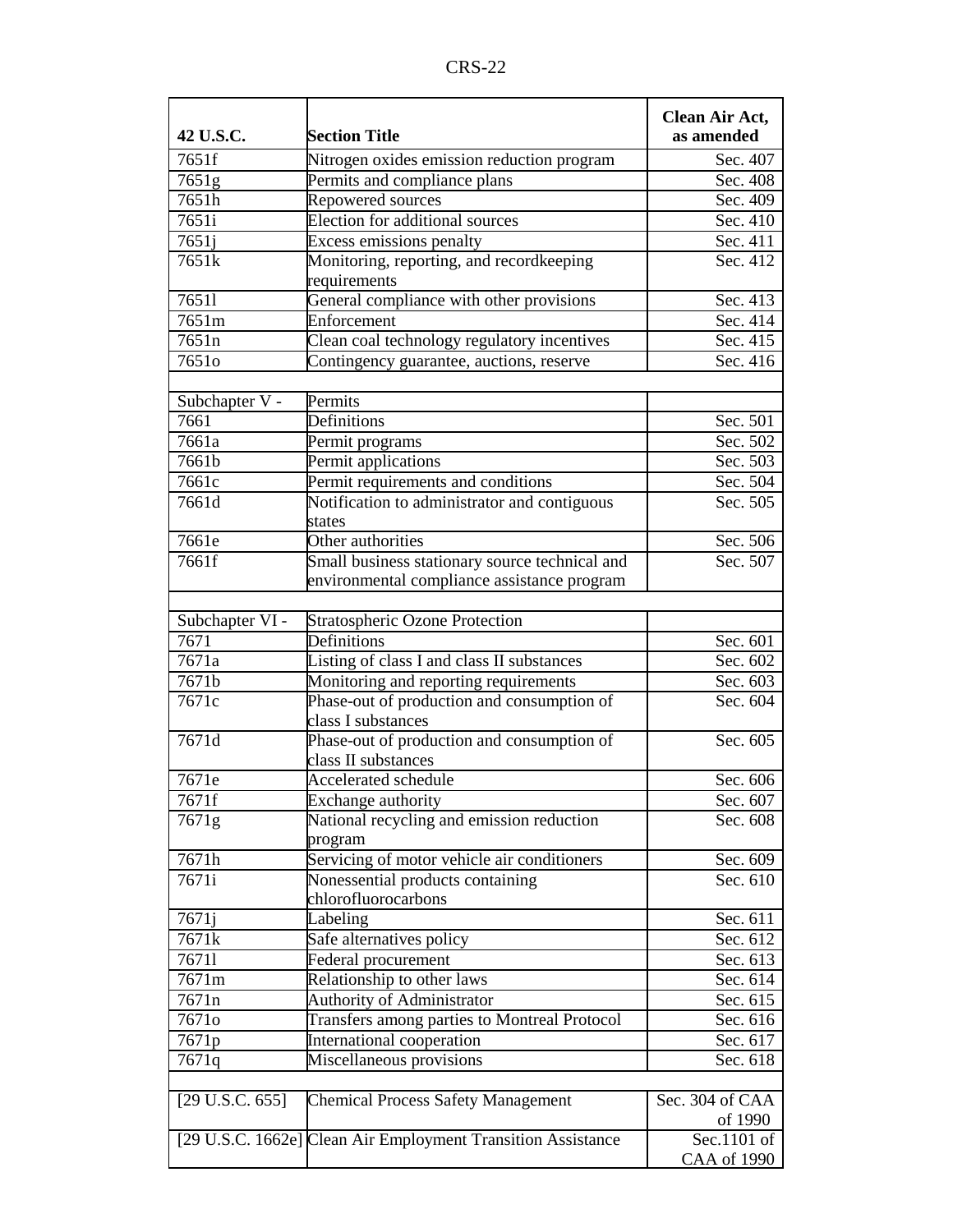| 42 U.S.C. | Section Title | Clean Air Act, as amended |
|---|---|---|
| 7651f | Nitrogen oxides emission reduction program | Sec. 407 |
| 7651g | Permits and compliance plans | Sec. 408 |
| 7651h | Repowered sources | Sec. 409 |
| 7651i | Election for additional sources | Sec. 410 |
| 7651j | Excess emissions penalty | Sec. 411 |
| 7651k | Monitoring, reporting, and recordkeeping requirements | Sec. 412 |
| 7651l | General compliance with other provisions | Sec. 413 |
| 7651m | Enforcement | Sec. 414 |
| 7651n | Clean coal technology regulatory incentives | Sec. 415 |
| 7651o | Contingency guarantee, auctions, reserve | Sec. 416 |
| | | |
| Subchapter V - | Permits | |
| 7661 | Definitions | Sec. 501 |
| 7661a | Permit programs | Sec. 502 |
| 7661b | Permit applications | Sec. 503 |
| 7661c | Permit requirements and conditions | Sec. 504 |
| 7661d | Notification to administrator and contiguous states | Sec. 505 |
| 7661e | Other authorities | Sec. 506 |
| 7661f | Small business stationary source technical and environmental compliance assistance program | Sec. 507 |
| | | |
| Subchapter VI - | Stratospheric Ozone Protection | |
| 7671 | Definitions | Sec. 601 |
| 7671a | Listing of class I and class II substances | Sec. 602 |
| 7671b | Monitoring and reporting requirements | Sec. 603 |
| 7671c | Phase-out of production and consumption of class I substances | Sec. 604 |
| 7671d | Phase-out of production and consumption of class II substances | Sec. 605 |
| 7671e | Accelerated schedule | Sec. 606 |
| 7671f | Exchange authority | Sec. 607 |
| 7671g | National recycling and emission reduction program | Sec. 608 |
| 7671h | Servicing of motor vehicle air conditioners | Sec. 609 |
| 7671i | Nonessential products containing chlorofluorocarbons | Sec. 610 |
| 7671j | Labeling | Sec. 611 |
| 7671k | Safe alternatives policy | Sec. 612 |
| 7671l | Federal procurement | Sec. 613 |
| 7671m | Relationship to other laws | Sec. 614 |
| 7671n | Authority of Administrator | Sec. 615 |
| 7671o | Transfers among parties to Montreal Protocol | Sec. 616 |
| 7671p | International cooperation | Sec. 617 |
| 7671q | Miscellaneous provisions | Sec. 618 |
| | | |
| [29 U.S.C. 655] | Chemical Process Safety Management | Sec. 304 of CAA of 1990 |
| [29 U.S.C. 1662e] | Clean Air Employment Transition Assistance | Sec.1101 of CAA of 1990 |